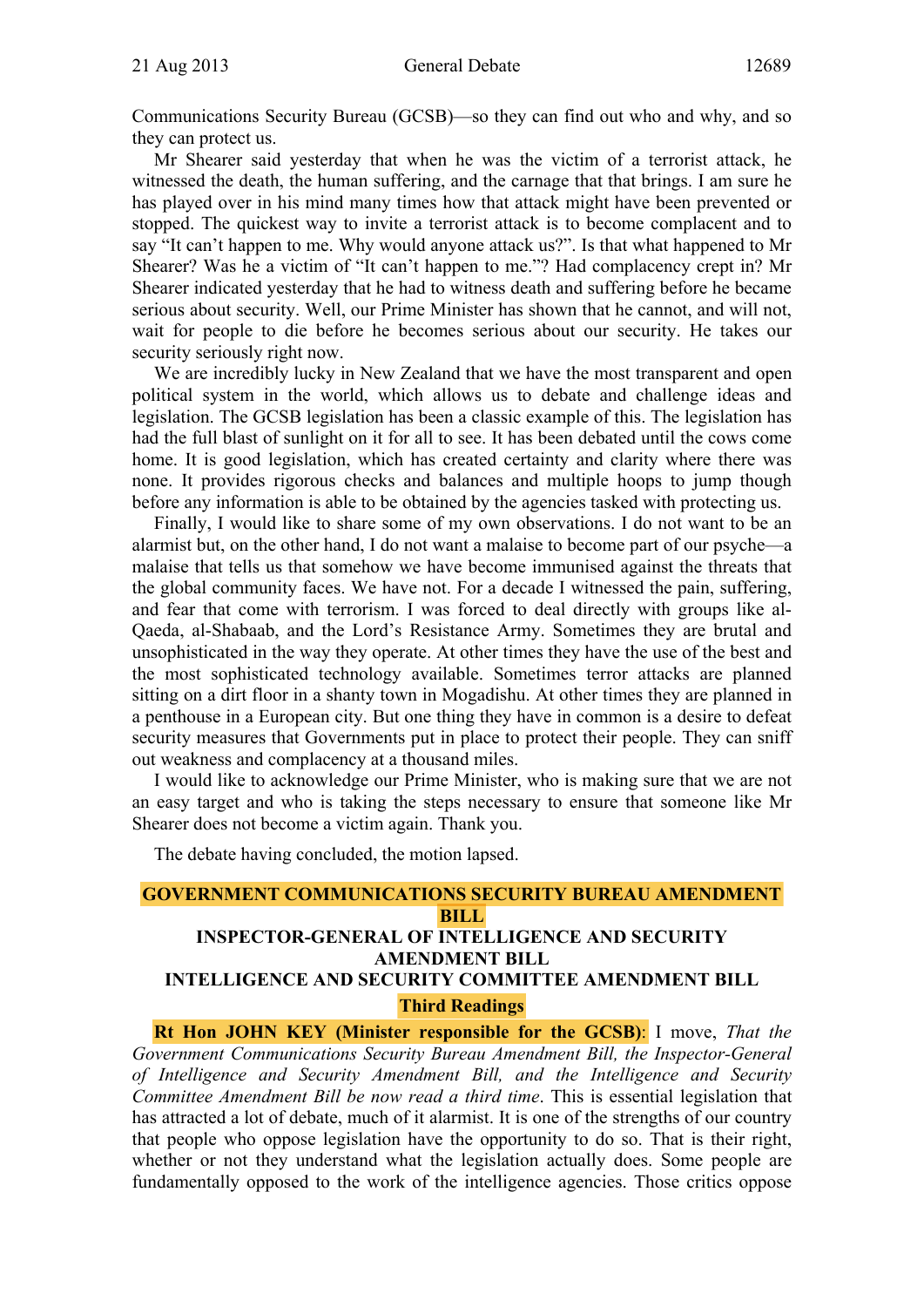Communications Security Bureau (GCSB)—so they can find out who and why, and so they can protect us.

Mr Shearer said yesterday that when he was the victim of a terrorist attack, he witnessed the death, the human suffering, and the carnage that that brings. I am sure he has played over in his mind many times how that attack might have been prevented or stopped. The quickest way to invite a terrorist attack is to become complacent and to say "It can't happen to me. Why would anyone attack us?". Is that what happened to Mr Shearer? Was he a victim of "It can't happen to me."? Had complacency crept in? Mr Shearer indicated yesterday that he had to witness death and suffering before he became serious about security. Well, our Prime Minister has shown that he cannot, and will not, wait for people to die before he becomes serious about our security. He takes our security seriously right now.

We are incredibly lucky in New Zealand that we have the most transparent and open political system in the world, which allows us to debate and challenge ideas and legislation. The GCSB legislation has been a classic example of this. The legislation has had the full blast of sunlight on it for all to see. It has been debated until the cows come home. It is good legislation, which has created certainty and clarity where there was none. It provides rigorous checks and balances and multiple hoops to jump though before any information is able to be obtained by the agencies tasked with protecting us.

Finally, I would like to share some of my own observations. I do not want to be an alarmist but, on the other hand, I do not want a malaise to become part of our psyche—a malaise that tells us that somehow we have become immunised against the threats that the global community faces. We have not. For a decade I witnessed the pain, suffering, and fear that come with terrorism. I was forced to deal directly with groups like al-Qaeda, al-Shabaab, and the Lord's Resistance Army. Sometimes they are brutal and unsophisticated in the way they operate. At other times they have the use of the best and the most sophisticated technology available. Sometimes terror attacks are planned sitting on a dirt floor in a shanty town in Mogadishu. At other times they are planned in a penthouse in a European city. But one thing they have in common is a desire to defeat security measures that Governments put in place to protect their people. They can sniff out weakness and complacency at a thousand miles.

I would like to acknowledge our Prime Minister, who is making sure that we are not an easy target and who is taking the steps necessary to ensure that someone like Mr Shearer does not become a victim again. Thank you.

The debate having concluded, the motion lapsed.

## GOVERNMENT COMMUNICATIONS SECURITY BUREAU AMENDMENT BILL
## INSPECTOR-GENERAL OF INTELLIGENCE AND SECURITY AMENDMENT BILL
## INTELLIGENCE AND SECURITY COMMITTEE AMENDMENT BILL

### Third Readings

**Rt Hon JOHN KEY (Minister responsible for the GCSB)**: I move, *That the Government Communications Security Bureau Amendment Bill, the Inspector-General of Intelligence and Security Amendment Bill, and the Intelligence and Security Committee Amendment Bill be now read a third time*. This is essential legislation that has attracted a lot of debate, much of it alarmist. It is one of the strengths of our country that people who oppose legislation have the opportunity to do so. That is their right, whether or not they understand what the legislation actually does. Some people are fundamentally opposed to the work of the intelligence agencies. Those critics oppose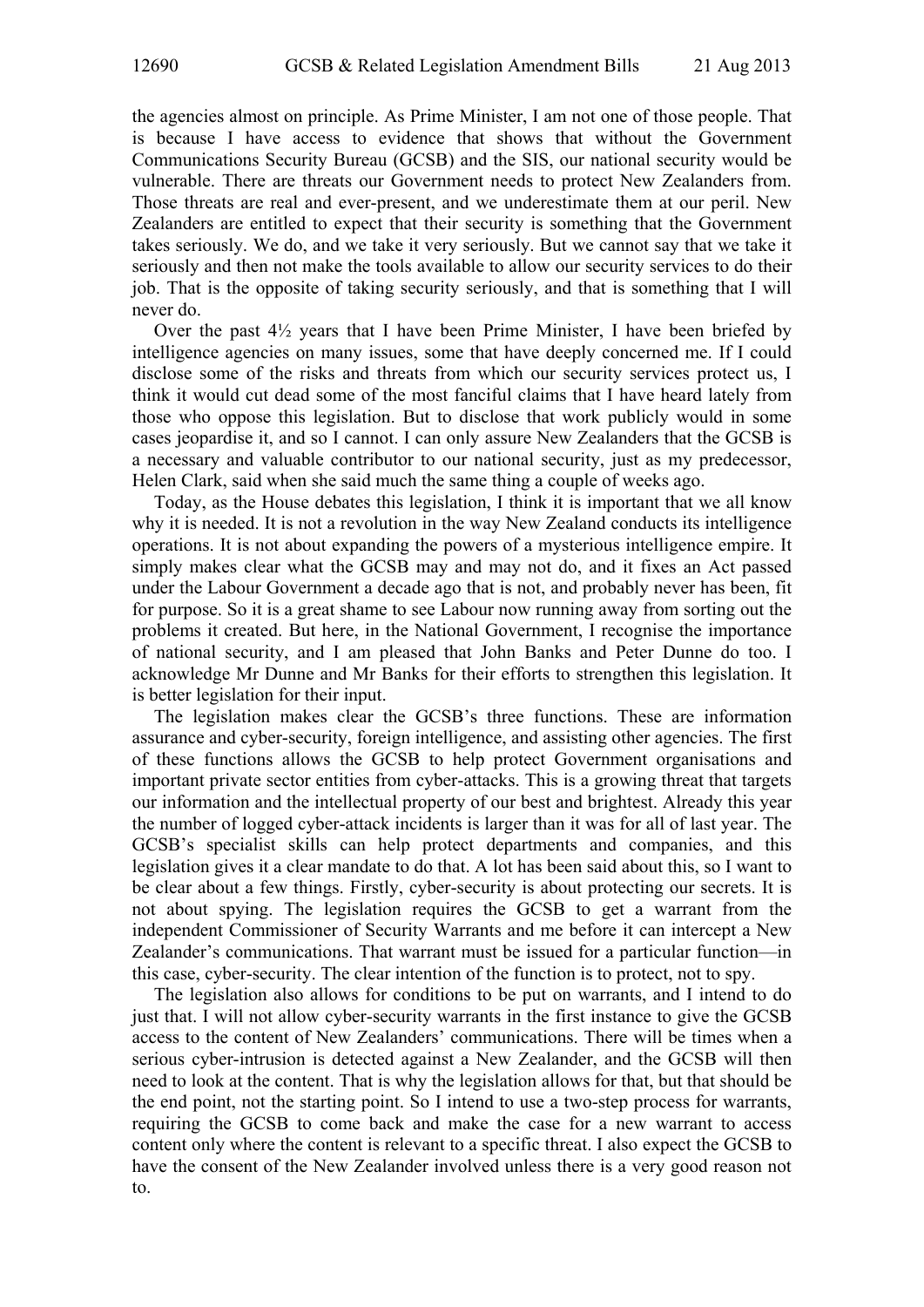the agencies almost on principle. As Prime Minister, I am not one of those people. That is because I have access to evidence that shows that without the Government Communications Security Bureau (GCSB) and the SIS, our national security would be vulnerable. There are threats our Government needs to protect New Zealanders from. Those threats are real and ever-present, and we underestimate them at our peril. New Zealanders are entitled to expect that their security is something that the Government takes seriously. We do, and we take it very seriously. But we cannot say that we take it seriously and then not make the tools available to allow our security services to do their job. That is the opposite of taking security seriously, and that is something that I will never do.

Over the past 4½ years that I have been Prime Minister, I have been briefed by intelligence agencies on many issues, some that have deeply concerned me. If I could disclose some of the risks and threats from which our security services protect us, I think it would cut dead some of the most fanciful claims that I have heard lately from those who oppose this legislation. But to disclose that work publicly would in some cases jeopardise it, and so I cannot. I can only assure New Zealanders that the GCSB is a necessary and valuable contributor to our national security, just as my predecessor, Helen Clark, said when she said much the same thing a couple of weeks ago.

Today, as the House debates this legislation, I think it is important that we all know why it is needed. It is not a revolution in the way New Zealand conducts its intelligence operations. It is not about expanding the powers of a mysterious intelligence empire. It simply makes clear what the GCSB may and may not do, and it fixes an Act passed under the Labour Government a decade ago that is not, and probably never has been, fit for purpose. So it is a great shame to see Labour now running away from sorting out the problems it created. But here, in the National Government, I recognise the importance of national security, and I am pleased that John Banks and Peter Dunne do too. I acknowledge Mr Dunne and Mr Banks for their efforts to strengthen this legislation. It is better legislation for their input.

The legislation makes clear the GCSB's three functions. These are information assurance and cyber-security, foreign intelligence, and assisting other agencies. The first of these functions allows the GCSB to help protect Government organisations and important private sector entities from cyber-attacks. This is a growing threat that targets our information and the intellectual property of our best and brightest. Already this year the number of logged cyber-attack incidents is larger than it was for all of last year. The GCSB's specialist skills can help protect departments and companies, and this legislation gives it a clear mandate to do that. A lot has been said about this, so I want to be clear about a few things. Firstly, cyber-security is about protecting our secrets. It is not about spying. The legislation requires the GCSB to get a warrant from the independent Commissioner of Security Warrants and me before it can intercept a New Zealander's communications. That warrant must be issued for a particular function—in this case, cyber-security. The clear intention of the function is to protect, not to spy.

The legislation also allows for conditions to be put on warrants, and I intend to do just that. I will not allow cyber-security warrants in the first instance to give the GCSB access to the content of New Zealanders' communications. There will be times when a serious cyber-intrusion is detected against a New Zealander, and the GCSB will then need to look at the content. That is why the legislation allows for that, but that should be the end point, not the starting point. So I intend to use a two-step process for warrants, requiring the GCSB to come back and make the case for a new warrant to access content only where the content is relevant to a specific threat. I also expect the GCSB to have the consent of the New Zealander involved unless there is a very good reason not to.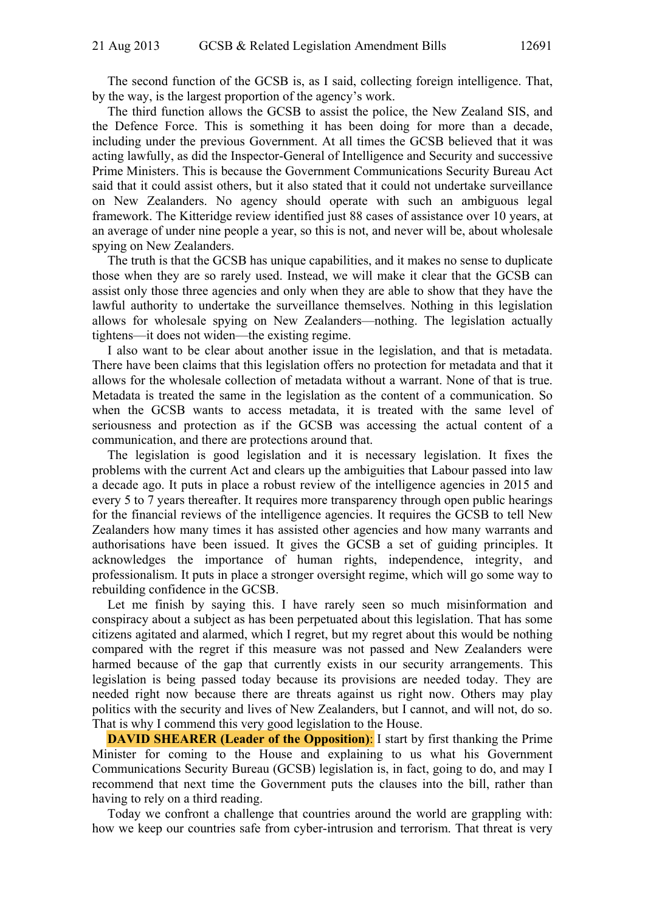The second function of the GCSB is, as I said, collecting foreign intelligence. That, by the way, is the largest proportion of the agency's work.

The third function allows the GCSB to assist the police, the New Zealand SIS, and the Defence Force. This is something it has been doing for more than a decade, including under the previous Government. At all times the GCSB believed that it was acting lawfully, as did the Inspector-General of Intelligence and Security and successive Prime Ministers. This is because the Government Communications Security Bureau Act said that it could assist others, but it also stated that it could not undertake surveillance on New Zealanders. No agency should operate with such an ambiguous legal framework. The Kitteridge review identified just 88 cases of assistance over 10 years, at an average of under nine people a year, so this is not, and never will be, about wholesale spying on New Zealanders.

The truth is that the GCSB has unique capabilities, and it makes no sense to duplicate those when they are so rarely used. Instead, we will make it clear that the GCSB can assist only those three agencies and only when they are able to show that they have the lawful authority to undertake the surveillance themselves. Nothing in this legislation allows for wholesale spying on New Zealanders—nothing. The legislation actually tightens—it does not widen—the existing regime.

I also want to be clear about another issue in the legislation, and that is metadata. There have been claims that this legislation offers no protection for metadata and that it allows for the wholesale collection of metadata without a warrant. None of that is true. Metadata is treated the same in the legislation as the content of a communication. So when the GCSB wants to access metadata, it is treated with the same level of seriousness and protection as if the GCSB was accessing the actual content of a communication, and there are protections around that.

The legislation is good legislation and it is necessary legislation. It fixes the problems with the current Act and clears up the ambiguities that Labour passed into law a decade ago. It puts in place a robust review of the intelligence agencies in 2015 and every 5 to 7 years thereafter. It requires more transparency through open public hearings for the financial reviews of the intelligence agencies. It requires the GCSB to tell New Zealanders how many times it has assisted other agencies and how many warrants and authorisations have been issued. It gives the GCSB a set of guiding principles. It acknowledges the importance of human rights, independence, integrity, and professionalism. It puts in place a stronger oversight regime, which will go some way to rebuilding confidence in the GCSB.

Let me finish by saying this. I have rarely seen so much misinformation and conspiracy about a subject as has been perpetuated about this legislation. That has some citizens agitated and alarmed, which I regret, but my regret about this would be nothing compared with the regret if this measure was not passed and New Zealanders were harmed because of the gap that currently exists in our security arrangements. This legislation is being passed today because its provisions are needed today. They are needed right now because there are threats against us right now. Others may play politics with the security and lives of New Zealanders, but I cannot, and will not, do so. That is why I commend this very good legislation to the House.

**DAVID SHEARER (Leader of the Opposition)**: I start by first thanking the Prime Minister for coming to the House and explaining to us what his Government Communications Security Bureau (GCSB) legislation is, in fact, going to do, and may I recommend that next time the Government puts the clauses into the bill, rather than having to rely on a third reading.

Today we confront a challenge that countries around the world are grappling with: how we keep our countries safe from cyber-intrusion and terrorism. That threat is very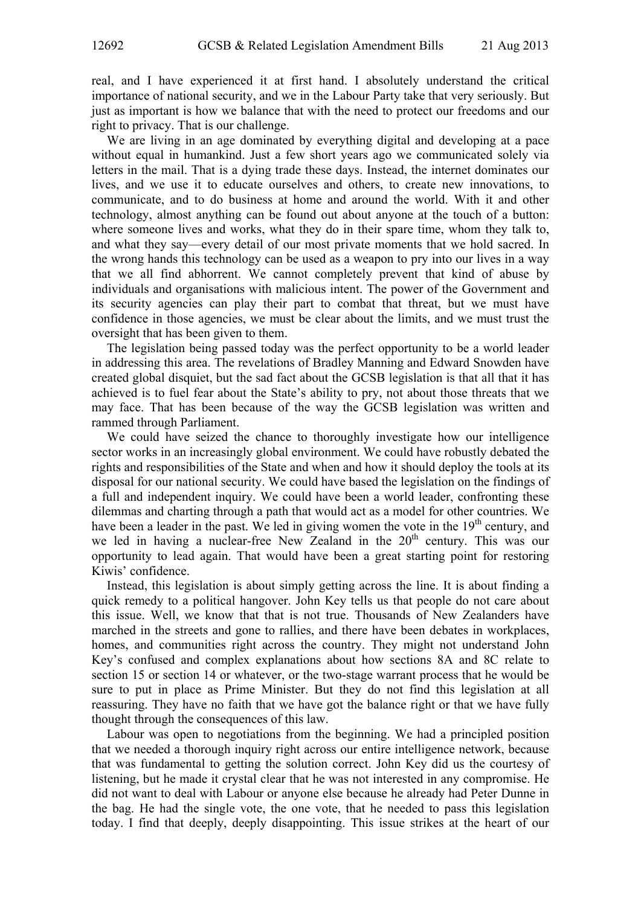real, and I have experienced it at first hand. I absolutely understand the critical importance of national security, and we in the Labour Party take that very seriously. But just as important is how we balance that with the need to protect our freedoms and our right to privacy. That is our challenge.

We are living in an age dominated by everything digital and developing at a pace without equal in humankind. Just a few short years ago we communicated solely via letters in the mail. That is a dying trade these days. Instead, the internet dominates our lives, and we use it to educate ourselves and others, to create new innovations, to communicate, and to do business at home and around the world. With it and other technology, almost anything can be found out about anyone at the touch of a button: where someone lives and works, what they do in their spare time, whom they talk to, and what they say—every detail of our most private moments that we hold sacred. In the wrong hands this technology can be used as a weapon to pry into our lives in a way that we all find abhorrent. We cannot completely prevent that kind of abuse by individuals and organisations with malicious intent. The power of the Government and its security agencies can play their part to combat that threat, but we must have confidence in those agencies, we must be clear about the limits, and we must trust the oversight that has been given to them.

The legislation being passed today was the perfect opportunity to be a world leader in addressing this area. The revelations of Bradley Manning and Edward Snowden have created global disquiet, but the sad fact about the GCSB legislation is that all that it has achieved is to fuel fear about the State's ability to pry, not about those threats that we may face. That has been because of the way the GCSB legislation was written and rammed through Parliament.

We could have seized the chance to thoroughly investigate how our intelligence sector works in an increasingly global environment. We could have robustly debated the rights and responsibilities of the State and when and how it should deploy the tools at its disposal for our national security. We could have based the legislation on the findings of a full and independent inquiry. We could have been a world leader, confronting these dilemmas and charting through a path that would act as a model for other countries. We have been a leader in the past. We led in giving women the vote in the 19th century, and we led in having a nuclear-free New Zealand in the 20th century. This was our opportunity to lead again. That would have been a great starting point for restoring Kiwis' confidence.

Instead, this legislation is about simply getting across the line. It is about finding a quick remedy to a political hangover. John Key tells us that people do not care about this issue. Well, we know that that is not true. Thousands of New Zealanders have marched in the streets and gone to rallies, and there have been debates in workplaces, homes, and communities right across the country. They might not understand John Key's confused and complex explanations about how sections 8A and 8C relate to section 15 or section 14 or whatever, or the two-stage warrant process that he would be sure to put in place as Prime Minister. But they do not find this legislation at all reassuring. They have no faith that we have got the balance right or that we have fully thought through the consequences of this law.

Labour was open to negotiations from the beginning. We had a principled position that we needed a thorough inquiry right across our entire intelligence network, because that was fundamental to getting the solution correct. John Key did us the courtesy of listening, but he made it crystal clear that he was not interested in any compromise. He did not want to deal with Labour or anyone else because he already had Peter Dunne in the bag. He had the single vote, the one vote, that he needed to pass this legislation today. I find that deeply, deeply disappointing. This issue strikes at the heart of our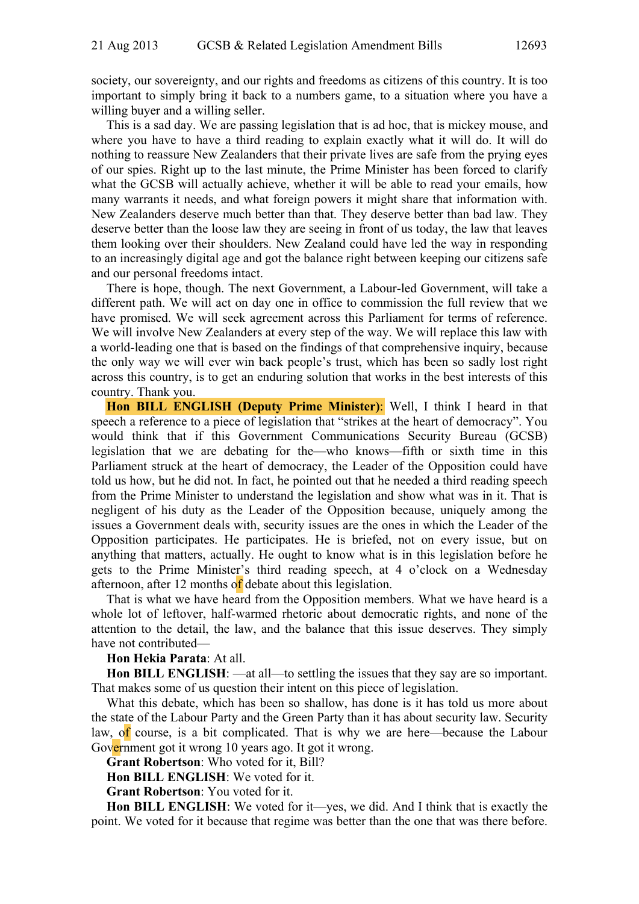society, our sovereignty, and our rights and freedoms as citizens of this country. It is too important to simply bring it back to a numbers game, to a situation where you have a willing buyer and a willing seller.

This is a sad day. We are passing legislation that is ad hoc, that is mickey mouse, and where you have to have a third reading to explain exactly what it will do. It will do nothing to reassure New Zealanders that their private lives are safe from the prying eyes of our spies. Right up to the last minute, the Prime Minister has been forced to clarify what the GCSB will actually achieve, whether it will be able to read your emails, how many warrants it needs, and what foreign powers it might share that information with. New Zealanders deserve much better than that. They deserve better than bad law. They deserve better than the loose law they are seeing in front of us today, the law that leaves them looking over their shoulders. New Zealand could have led the way in responding to an increasingly digital age and got the balance right between keeping our citizens safe and our personal freedoms intact.

There is hope, though. The next Government, a Labour-led Government, will take a different path. We will act on day one in office to commission the full review that we have promised. We will seek agreement across this Parliament for terms of reference. We will involve New Zealanders at every step of the way. We will replace this law with a world-leading one that is based on the findings of that comprehensive inquiry, because the only way we will ever win back people's trust, which has been so sadly lost right across this country, is to get an enduring solution that works in the best interests of this country. Thank you.

**Hon BILL ENGLISH (Deputy Prime Minister)**: Well, I think I heard in that speech a reference to a piece of legislation that "strikes at the heart of democracy". You would think that if this Government Communications Security Bureau (GCSB) legislation that we are debating for the—who knows—fifth or sixth time in this Parliament struck at the heart of democracy, the Leader of the Opposition could have told us how, but he did not. In fact, he pointed out that he needed a third reading speech from the Prime Minister to understand the legislation and show what was in it. That is negligent of his duty as the Leader of the Opposition because, uniquely among the issues a Government deals with, security issues are the ones in which the Leader of the Opposition participates. He participates. He is briefed, not on every issue, but on anything that matters, actually. He ought to know what is in this legislation before he gets to the Prime Minister's third reading speech, at 4 o'clock on a Wednesday afternoon, after 12 months of debate about this legislation.

That is what we have heard from the Opposition members. What we have heard is a whole lot of leftover, half-warmed rhetoric about democratic rights, and none of the attention to the detail, the law, and the balance that this issue deserves. They simply have not contributed—

**Hon Hekia Parata**: At all.

**Hon BILL ENGLISH**: —at all—to settling the issues that they say are so important. That makes some of us question their intent on this piece of legislation.

What this debate, which has been so shallow, has done is it has told us more about the state of the Labour Party and the Green Party than it has about security law. Security law, of course, is a bit complicated. That is why we are here—because the Labour Government got it wrong 10 years ago. It got it wrong.

**Grant Robertson**: Who voted for it, Bill?

**Hon BILL ENGLISH**: We voted for it.

**Grant Robertson**: You voted for it.

**Hon BILL ENGLISH**: We voted for it—yes, we did. And I think that is exactly the point. We voted for it because that regime was better than the one that was there before.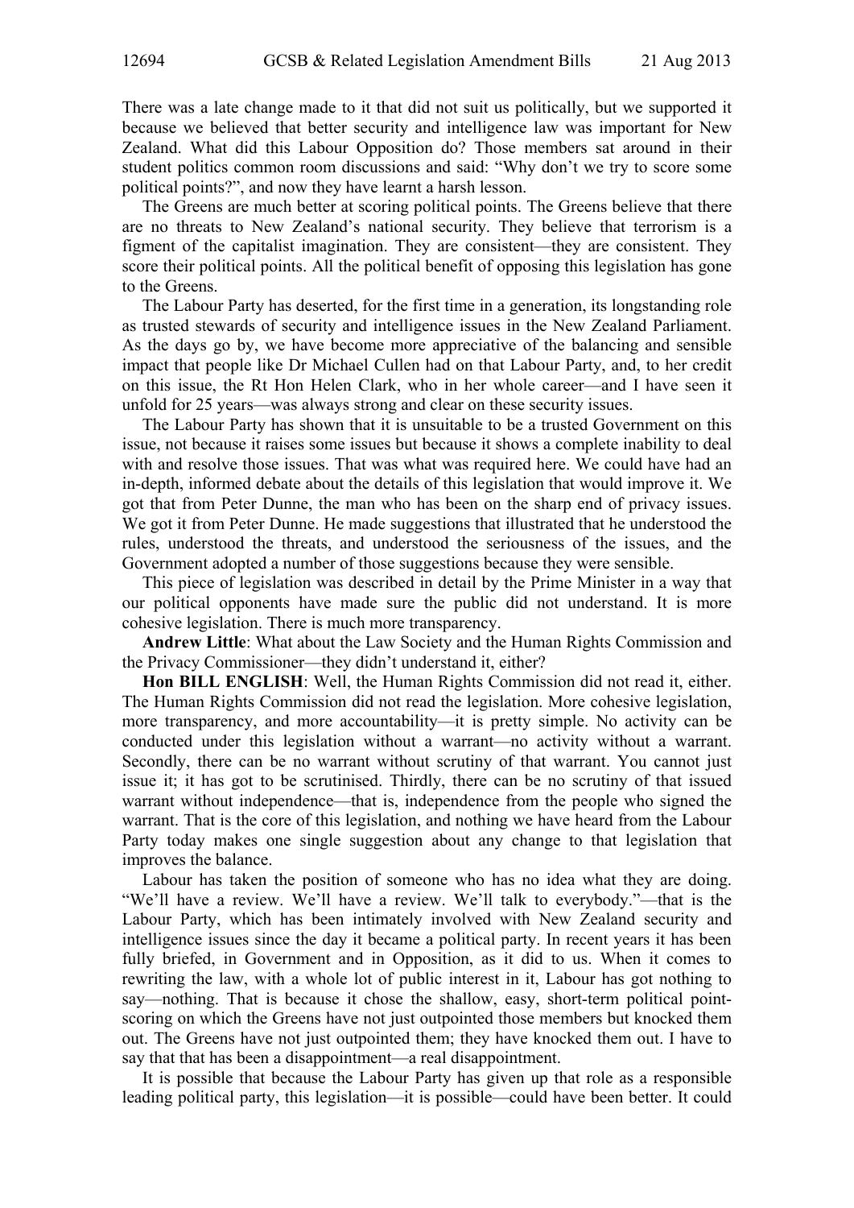There was a late change made to it that did not suit us politically, but we supported it because we believed that better security and intelligence law was important for New Zealand. What did this Labour Opposition do? Those members sat around in their student politics common room discussions and said: "Why don't we try to score some political points?", and now they have learnt a harsh lesson.

The Greens are much better at scoring political points. The Greens believe that there are no threats to New Zealand's national security. They believe that terrorism is a figment of the capitalist imagination. They are consistent—they are consistent. They score their political points. All the political benefit of opposing this legislation has gone to the Greens.

The Labour Party has deserted, for the first time in a generation, its longstanding role as trusted stewards of security and intelligence issues in the New Zealand Parliament. As the days go by, we have become more appreciative of the balancing and sensible impact that people like Dr Michael Cullen had on that Labour Party, and, to her credit on this issue, the Rt Hon Helen Clark, who in her whole career—and I have seen it unfold for 25 years—was always strong and clear on these security issues.

The Labour Party has shown that it is unsuitable to be a trusted Government on this issue, not because it raises some issues but because it shows a complete inability to deal with and resolve those issues. That was what was required here. We could have had an in-depth, informed debate about the details of this legislation that would improve it. We got that from Peter Dunne, the man who has been on the sharp end of privacy issues. We got it from Peter Dunne. He made suggestions that illustrated that he understood the rules, understood the threats, and understood the seriousness of the issues, and the Government adopted a number of those suggestions because they were sensible.

This piece of legislation was described in detail by the Prime Minister in a way that our political opponents have made sure the public did not understand. It is more cohesive legislation. There is much more transparency.

**Andrew Little**: What about the Law Society and the Human Rights Commission and the Privacy Commissioner—they didn't understand it, either?

**Hon BILL ENGLISH**: Well, the Human Rights Commission did not read it, either. The Human Rights Commission did not read the legislation. More cohesive legislation, more transparency, and more accountability—it is pretty simple. No activity can be conducted under this legislation without a warrant—no activity without a warrant. Secondly, there can be no warrant without scrutiny of that warrant. You cannot just issue it; it has got to be scrutinised. Thirdly, there can be no scrutiny of that issued warrant without independence—that is, independence from the people who signed the warrant. That is the core of this legislation, and nothing we have heard from the Labour Party today makes one single suggestion about any change to that legislation that improves the balance.

Labour has taken the position of someone who has no idea what they are doing. "We'll have a review. We'll have a review. We'll talk to everybody."—that is the Labour Party, which has been intimately involved with New Zealand security and intelligence issues since the day it became a political party. In recent years it has been fully briefed, in Government and in Opposition, as it did to us. When it comes to rewriting the law, with a whole lot of public interest in it, Labour has got nothing to say—nothing. That is because it chose the shallow, easy, short-term political point-scoring on which the Greens have not just outpointed those members but knocked them out. The Greens have not just outpointed them; they have knocked them out. I have to say that that has been a disappointment—a real disappointment.

It is possible that because the Labour Party has given up that role as a responsible leading political party, this legislation—it is possible—could have been better. It could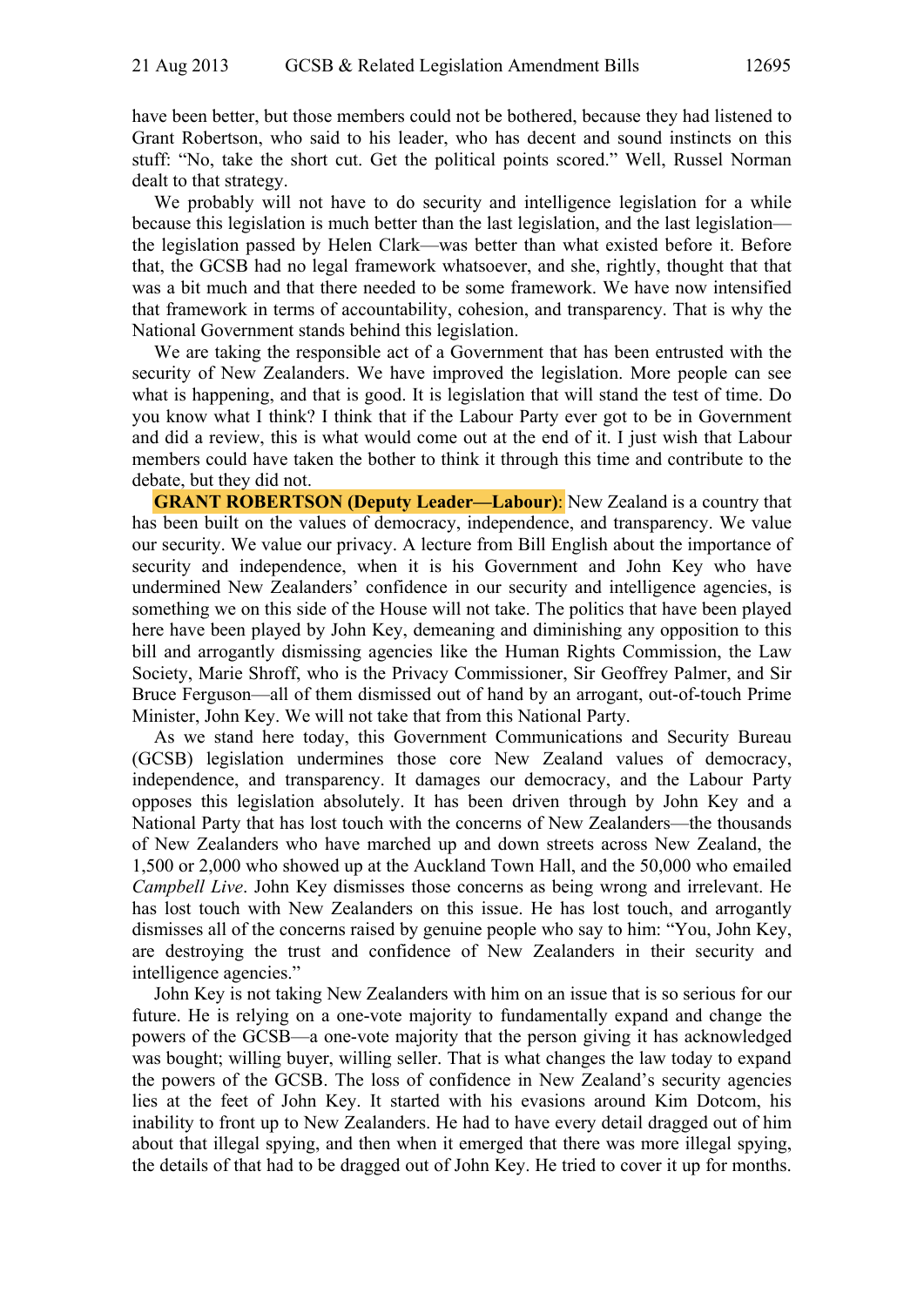have been better, but those members could not be bothered, because they had listened to Grant Robertson, who said to his leader, who has decent and sound instincts on this stuff: "No, take the short cut. Get the political points scored." Well, Russel Norman dealt to that strategy.

We probably will not have to do security and intelligence legislation for a while because this legislation is much better than the last legislation, and the last legislation—the legislation passed by Helen Clark—was better than what existed before it. Before that, the GCSB had no legal framework whatsoever, and she, rightly, thought that that was a bit much and that there needed to be some framework. We have now intensified that framework in terms of accountability, cohesion, and transparency. That is why the National Government stands behind this legislation.

We are taking the responsible act of a Government that has been entrusted with the security of New Zealanders. We have improved the legislation. More people can see what is happening, and that is good. It is legislation that will stand the test of time. Do you know what I think? I think that if the Labour Party ever got to be in Government and did a review, this is what would come out at the end of it. I just wish that Labour members could have taken the bother to think it through this time and contribute to the debate, but they did not.

**GRANT ROBERTSON (Deputy Leader—Labour)**: New Zealand is a country that has been built on the values of democracy, independence, and transparency. We value our security. We value our privacy. A lecture from Bill English about the importance of security and independence, when it is his Government and John Key who have undermined New Zealanders' confidence in our security and intelligence agencies, is something we on this side of the House will not take. The politics that have been played here have been played by John Key, demeaning and diminishing any opposition to this bill and arrogantly dismissing agencies like the Human Rights Commission, the Law Society, Marie Shroff, who is the Privacy Commissioner, Sir Geoffrey Palmer, and Sir Bruce Ferguson—all of them dismissed out of hand by an arrogant, out-of-touch Prime Minister, John Key. We will not take that from this National Party.

As we stand here today, this Government Communications and Security Bureau (GCSB) legislation undermines those core New Zealand values of democracy, independence, and transparency. It damages our democracy, and the Labour Party opposes this legislation absolutely. It has been driven through by John Key and a National Party that has lost touch with the concerns of New Zealanders—the thousands of New Zealanders who have marched up and down streets across New Zealand, the 1,500 or 2,000 who showed up at the Auckland Town Hall, and the 50,000 who emailed *Campbell Live*. John Key dismisses those concerns as being wrong and irrelevant. He has lost touch with New Zealanders on this issue. He has lost touch, and arrogantly dismisses all of the concerns raised by genuine people who say to him: "You, John Key, are destroying the trust and confidence of New Zealanders in their security and intelligence agencies."

John Key is not taking New Zealanders with him on an issue that is so serious for our future. He is relying on a one-vote majority to fundamentally expand and change the powers of the GCSB—a one-vote majority that the person giving it has acknowledged was bought; willing buyer, willing seller. That is what changes the law today to expand the powers of the GCSB. The loss of confidence in New Zealand's security agencies lies at the feet of John Key. It started with his evasions around Kim Dotcom, his inability to front up to New Zealanders. He had to have every detail dragged out of him about that illegal spying, and then when it emerged that there was more illegal spying, the details of that had to be dragged out of John Key. He tried to cover it up for months.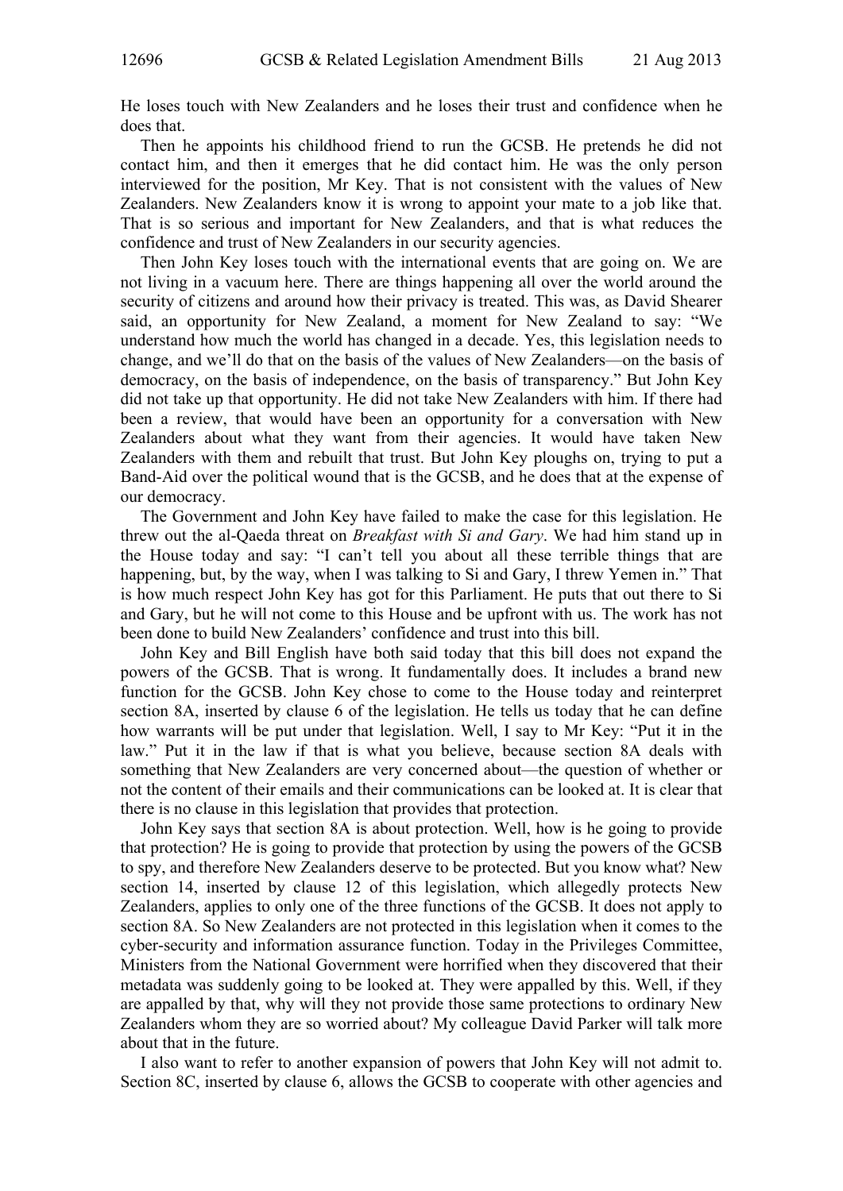He loses touch with New Zealanders and he loses their trust and confidence when he does that.

Then he appoints his childhood friend to run the GCSB. He pretends he did not contact him, and then it emerges that he did contact him. He was the only person interviewed for the position, Mr Key. That is not consistent with the values of New Zealanders. New Zealanders know it is wrong to appoint your mate to a job like that. That is so serious and important for New Zealanders, and that is what reduces the confidence and trust of New Zealanders in our security agencies.

Then John Key loses touch with the international events that are going on. We are not living in a vacuum here. There are things happening all over the world around the security of citizens and around how their privacy is treated. This was, as David Shearer said, an opportunity for New Zealand, a moment for New Zealand to say: "We understand how much the world has changed in a decade. Yes, this legislation needs to change, and we'll do that on the basis of the values of New Zealanders—on the basis of democracy, on the basis of independence, on the basis of transparency." But John Key did not take up that opportunity. He did not take New Zealanders with him. If there had been a review, that would have been an opportunity for a conversation with New Zealanders about what they want from their agencies. It would have taken New Zealanders with them and rebuilt that trust. But John Key ploughs on, trying to put a Band-Aid over the political wound that is the GCSB, and he does that at the expense of our democracy.

The Government and John Key have failed to make the case for this legislation. He threw out the al-Qaeda threat on *Breakfast with Si and Gary*. We had him stand up in the House today and say: "I can't tell you about all these terrible things that are happening, but, by the way, when I was talking to Si and Gary, I threw Yemen in." That is how much respect John Key has got for this Parliament. He puts that out there to Si and Gary, but he will not come to this House and be upfront with us. The work has not been done to build New Zealanders' confidence and trust into this bill.

John Key and Bill English have both said today that this bill does not expand the powers of the GCSB. That is wrong. It fundamentally does. It includes a brand new function for the GCSB. John Key chose to come to the House today and reinterpret section 8A, inserted by clause 6 of the legislation. He tells us today that he can define how warrants will be put under that legislation. Well, I say to Mr Key: "Put it in the law." Put it in the law if that is what you believe, because section 8A deals with something that New Zealanders are very concerned about—the question of whether or not the content of their emails and their communications can be looked at. It is clear that there is no clause in this legislation that provides that protection.

John Key says that section 8A is about protection. Well, how is he going to provide that protection? He is going to provide that protection by using the powers of the GCSB to spy, and therefore New Zealanders deserve to be protected. But you know what? New section 14, inserted by clause 12 of this legislation, which allegedly protects New Zealanders, applies to only one of the three functions of the GCSB. It does not apply to section 8A. So New Zealanders are not protected in this legislation when it comes to the cyber-security and information assurance function. Today in the Privileges Committee, Ministers from the National Government were horrified when they discovered that their metadata was suddenly going to be looked at. They were appalled by this. Well, if they are appalled by that, why will they not provide those same protections to ordinary New Zealanders whom they are so worried about? My colleague David Parker will talk more about that in the future.

I also want to refer to another expansion of powers that John Key will not admit to. Section 8C, inserted by clause 6, allows the GCSB to cooperate with other agencies and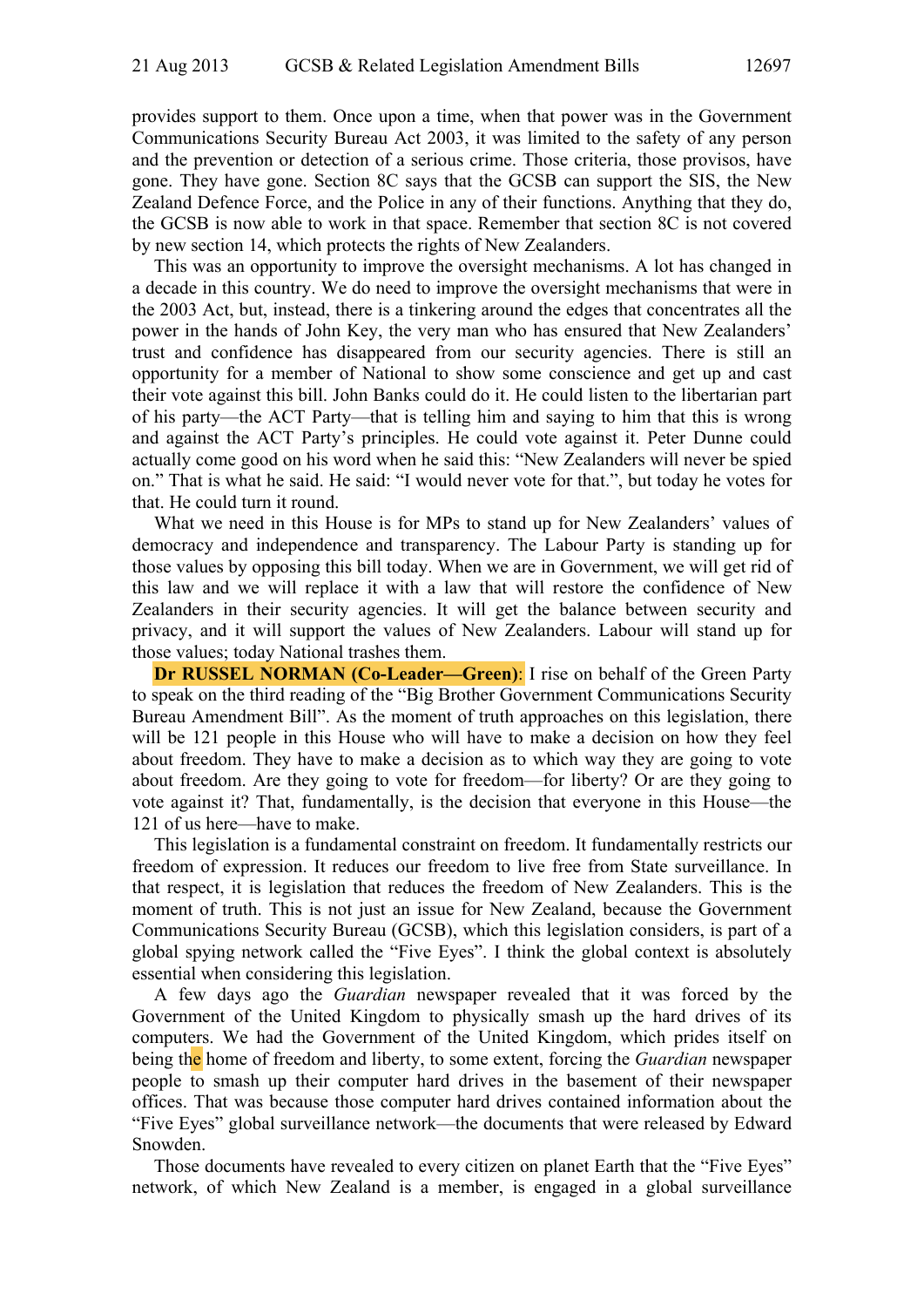provides support to them. Once upon a time, when that power was in the Government Communications Security Bureau Act 2003, it was limited to the safety of any person and the prevention or detection of a serious crime. Those criteria, those provisos, have gone. They have gone. Section 8C says that the GCSB can support the SIS, the New Zealand Defence Force, and the Police in any of their functions. Anything that they do, the GCSB is now able to work in that space. Remember that section 8C is not covered by new section 14, which protects the rights of New Zealanders.

This was an opportunity to improve the oversight mechanisms. A lot has changed in a decade in this country. We do need to improve the oversight mechanisms that were in the 2003 Act, but, instead, there is a tinkering around the edges that concentrates all the power in the hands of John Key, the very man who has ensured that New Zealanders' trust and confidence has disappeared from our security agencies. There is still an opportunity for a member of National to show some conscience and get up and cast their vote against this bill. John Banks could do it. He could listen to the libertarian part of his party—the ACT Party—that is telling him and saying to him that this is wrong and against the ACT Party's principles. He could vote against it. Peter Dunne could actually come good on his word when he said this: "New Zealanders will never be spied on." That is what he said. He said: "I would never vote for that.", but today he votes for that. He could turn it round.

What we need in this House is for MPs to stand up for New Zealanders' values of democracy and independence and transparency. The Labour Party is standing up for those values by opposing this bill today. When we are in Government, we will get rid of this law and we will replace it with a law that will restore the confidence of New Zealanders in their security agencies. It will get the balance between security and privacy, and it will support the values of New Zealanders. Labour will stand up for those values; today National trashes them.

**Dr RUSSEL NORMAN (Co-Leader—Green)**: I rise on behalf of the Green Party to speak on the third reading of the "Big Brother Government Communications Security Bureau Amendment Bill". As the moment of truth approaches on this legislation, there will be 121 people in this House who will have to make a decision on how they feel about freedom. They have to make a decision as to which way they are going to vote about freedom. Are they going to vote for freedom—for liberty? Or are they going to vote against it? That, fundamentally, is the decision that everyone in this House—the 121 of us here—have to make.

This legislation is a fundamental constraint on freedom. It fundamentally restricts our freedom of expression. It reduces our freedom to live free from State surveillance. In that respect, it is legislation that reduces the freedom of New Zealanders. This is the moment of truth. This is not just an issue for New Zealand, because the Government Communications Security Bureau (GCSB), which this legislation considers, is part of a global spying network called the "Five Eyes". I think the global context is absolutely essential when considering this legislation.

A few days ago the *Guardian* newspaper revealed that it was forced by the Government of the United Kingdom to physically smash up the hard drives of its computers. We had the Government of the United Kingdom, which prides itself on being the home of freedom and liberty, to some extent, forcing the *Guardian* newspaper people to smash up their computer hard drives in the basement of their newspaper offices. That was because those computer hard drives contained information about the "Five Eyes" global surveillance network—the documents that were released by Edward Snowden.

Those documents have revealed to every citizen on planet Earth that the "Five Eyes" network, of which New Zealand is a member, is engaged in a global surveillance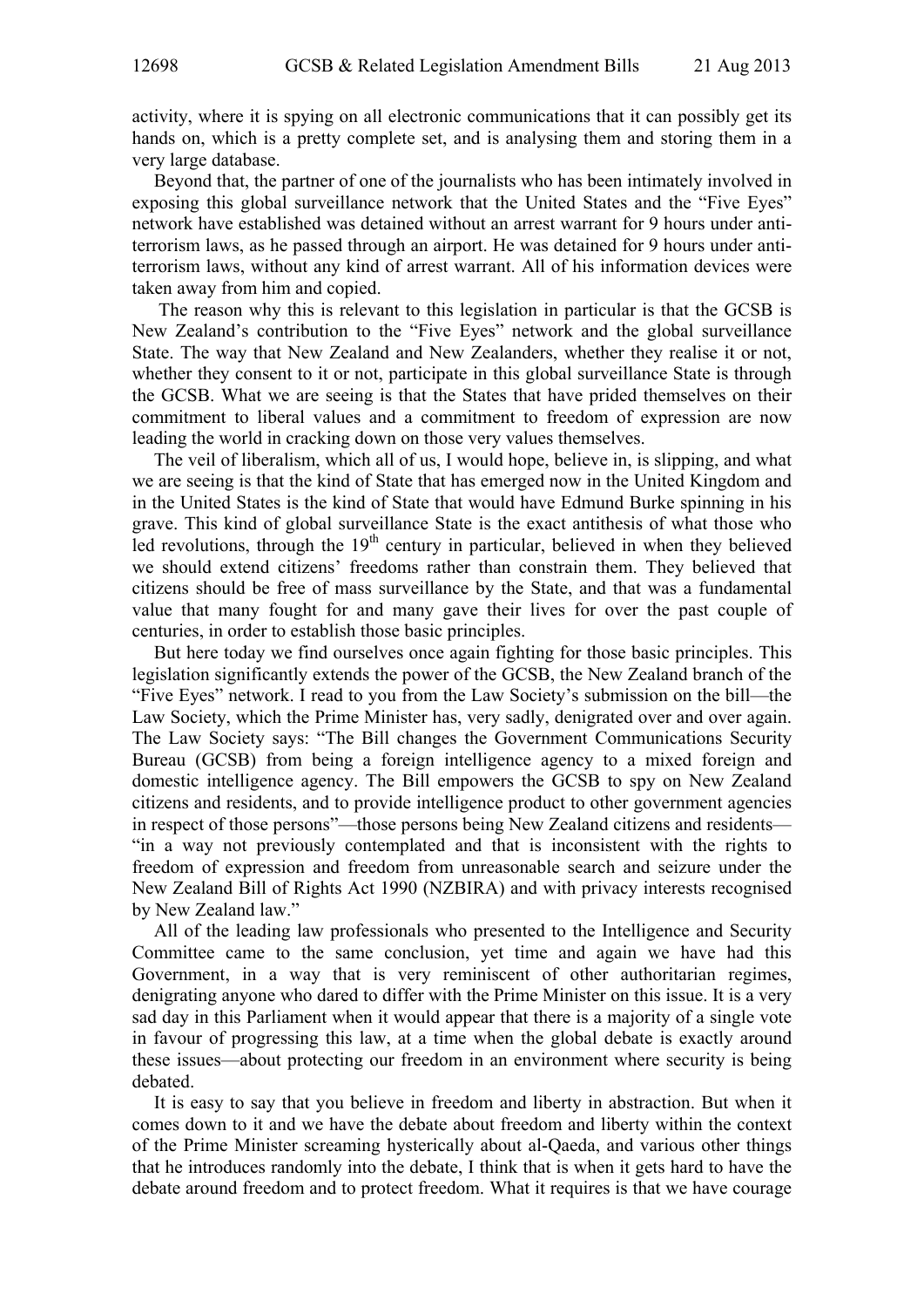activity, where it is spying on all electronic communications that it can possibly get its hands on, which is a pretty complete set, and is analysing them and storing them in a very large database.

Beyond that, the partner of one of the journalists who has been intimately involved in exposing this global surveillance network that the United States and the "Five Eyes" network have established was detained without an arrest warrant for 9 hours under anti-terrorism laws, as he passed through an airport. He was detained for 9 hours under anti-terrorism laws, without any kind of arrest warrant. All of his information devices were taken away from him and copied.

The reason why this is relevant to this legislation in particular is that the GCSB is New Zealand's contribution to the "Five Eyes" network and the global surveillance State. The way that New Zealand and New Zealanders, whether they realise it or not, whether they consent to it or not, participate in this global surveillance State is through the GCSB. What we are seeing is that the States that have prided themselves on their commitment to liberal values and a commitment to freedom of expression are now leading the world in cracking down on those very values themselves.

The veil of liberalism, which all of us, I would hope, believe in, is slipping, and what we are seeing is that the kind of State that has emerged now in the United Kingdom and in the United States is the kind of State that would have Edmund Burke spinning in his grave. This kind of global surveillance State is the exact antithesis of what those who led revolutions, through the 19th century in particular, believed in when they believed we should extend citizens' freedoms rather than constrain them. They believed that citizens should be free of mass surveillance by the State, and that was a fundamental value that many fought for and many gave their lives for over the past couple of centuries, in order to establish those basic principles.

But here today we find ourselves once again fighting for those basic principles. This legislation significantly extends the power of the GCSB, the New Zealand branch of the "Five Eyes" network. I read to you from the Law Society's submission on the bill—the Law Society, which the Prime Minister has, very sadly, denigrated over and over again. The Law Society says: "The Bill changes the Government Communications Security Bureau (GCSB) from being a foreign intelligence agency to a mixed foreign and domestic intelligence agency. The Bill empowers the GCSB to spy on New Zealand citizens and residents, and to provide intelligence product to other government agencies in respect of those persons"—those persons being New Zealand citizens and residents—"in a way not previously contemplated and that is inconsistent with the rights to freedom of expression and freedom from unreasonable search and seizure under the New Zealand Bill of Rights Act 1990 (NZBIRA) and with privacy interests recognised by New Zealand law."

All of the leading law professionals who presented to the Intelligence and Security Committee came to the same conclusion, yet time and again we have had this Government, in a way that is very reminiscent of other authoritarian regimes, denigrating anyone who dared to differ with the Prime Minister on this issue. It is a very sad day in this Parliament when it would appear that there is a majority of a single vote in favour of progressing this law, at a time when the global debate is exactly around these issues—about protecting our freedom in an environment where security is being debated.

It is easy to say that you believe in freedom and liberty in abstraction. But when it comes down to it and we have the debate about freedom and liberty within the context of the Prime Minister screaming hysterically about al-Qaeda, and various other things that he introduces randomly into the debate, I think that is when it gets hard to have the debate around freedom and to protect freedom. What it requires is that we have courage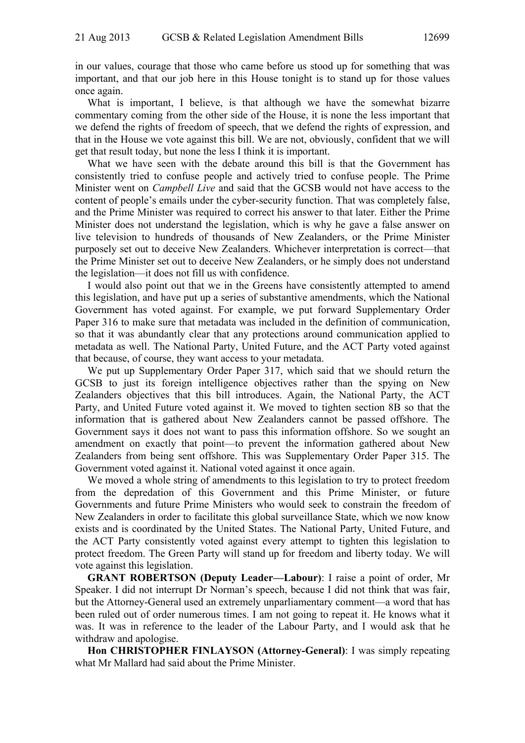in our values, courage that those who came before us stood up for something that was important, and that our job here in this House tonight is to stand up for those values once again.

What is important, I believe, is that although we have the somewhat bizarre commentary coming from the other side of the House, it is none the less important that we defend the rights of freedom of speech, that we defend the rights of expression, and that in the House we vote against this bill. We are not, obviously, confident that we will get that result today, but none the less I think it is important.

What we have seen with the debate around this bill is that the Government has consistently tried to confuse people and actively tried to confuse people. The Prime Minister went on *Campbell Live* and said that the GCSB would not have access to the content of people's emails under the cyber-security function. That was completely false, and the Prime Minister was required to correct his answer to that later. Either the Prime Minister does not understand the legislation, which is why he gave a false answer on live television to hundreds of thousands of New Zealanders, or the Prime Minister purposely set out to deceive New Zealanders. Whichever interpretation is correct—that the Prime Minister set out to deceive New Zealanders, or he simply does not understand the legislation—it does not fill us with confidence.

I would also point out that we in the Greens have consistently attempted to amend this legislation, and have put up a series of substantive amendments, which the National Government has voted against. For example, we put forward Supplementary Order Paper 316 to make sure that metadata was included in the definition of communication, so that it was abundantly clear that any protections around communication applied to metadata as well. The National Party, United Future, and the ACT Party voted against that because, of course, they want access to your metadata.

We put up Supplementary Order Paper 317, which said that we should return the GCSB to just its foreign intelligence objectives rather than the spying on New Zealanders objectives that this bill introduces. Again, the National Party, the ACT Party, and United Future voted against it. We moved to tighten section 8B so that the information that is gathered about New Zealanders cannot be passed offshore. The Government says it does not want to pass this information offshore. So we sought an amendment on exactly that point—to prevent the information gathered about New Zealanders from being sent offshore. This was Supplementary Order Paper 315. The Government voted against it. National voted against it once again.

We moved a whole string of amendments to this legislation to try to protect freedom from the depredation of this Government and this Prime Minister, or future Governments and future Prime Ministers who would seek to constrain the freedom of New Zealanders in order to facilitate this global surveillance State, which we now know exists and is coordinated by the United States. The National Party, United Future, and the ACT Party consistently voted against every attempt to tighten this legislation to protect freedom. The Green Party will stand up for freedom and liberty today. We will vote against this legislation.

**GRANT ROBERTSON (Deputy Leader—Labour)**: I raise a point of order, Mr Speaker. I did not interrupt Dr Norman's speech, because I did not think that was fair, but the Attorney-General used an extremely unparliamentary comment—a word that has been ruled out of order numerous times. I am not going to repeat it. He knows what it was. It was in reference to the leader of the Labour Party, and I would ask that he withdraw and apologise.

**Hon CHRISTOPHER FINLAYSON (Attorney-General)**: I was simply repeating what Mr Mallard had said about the Prime Minister.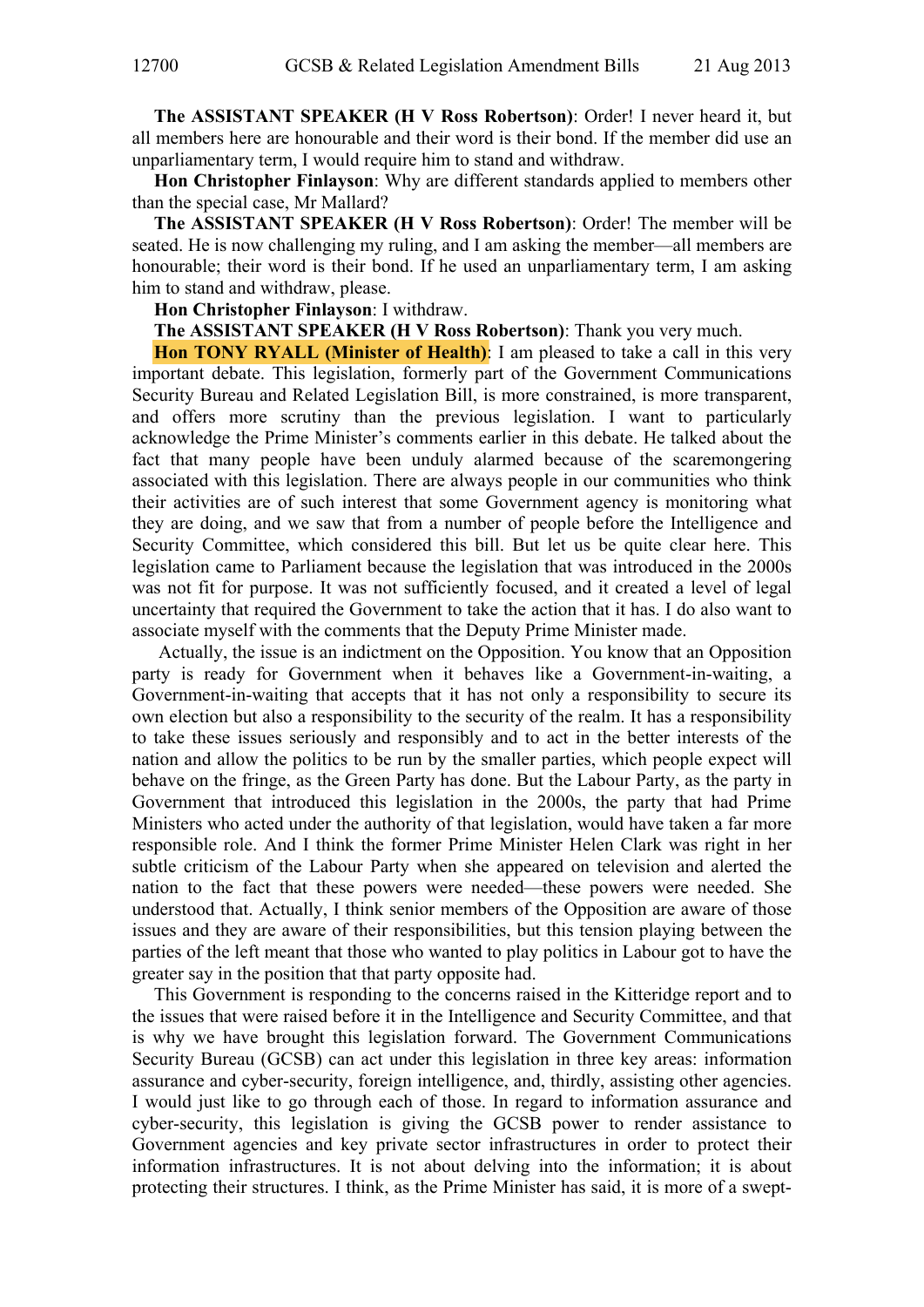**The ASSISTANT SPEAKER (H V Ross Robertson)**: Order! I never heard it, but all members here are honourable and their word is their bond. If the member did use an unparliamentary term, I would require him to stand and withdraw.

**Hon Christopher Finlayson**: Why are different standards applied to members other than the special case, Mr Mallard?

**The ASSISTANT SPEAKER (H V Ross Robertson)**: Order! The member will be seated. He is now challenging my ruling, and I am asking the member—all members are honourable; their word is their bond. If he used an unparliamentary term, I am asking him to stand and withdraw, please.

**Hon Christopher Finlayson**: I withdraw.

**The ASSISTANT SPEAKER (H V Ross Robertson)**: Thank you very much.

**Hon TONY RYALL (Minister of Health)**: I am pleased to take a call in this very important debate. This legislation, formerly part of the Government Communications Security Bureau and Related Legislation Bill, is more constrained, is more transparent, and offers more scrutiny than the previous legislation. I want to particularly acknowledge the Prime Minister's comments earlier in this debate. He talked about the fact that many people have been unduly alarmed because of the scaremongering associated with this legislation. There are always people in our communities who think their activities are of such interest that some Government agency is monitoring what they are doing, and we saw that from a number of people before the Intelligence and Security Committee, which considered this bill. But let us be quite clear here. This legislation came to Parliament because the legislation that was introduced in the 2000s was not fit for purpose. It was not sufficiently focused, and it created a level of legal uncertainty that required the Government to take the action that it has. I do also want to associate myself with the comments that the Deputy Prime Minister made.

Actually, the issue is an indictment on the Opposition. You know that an Opposition party is ready for Government when it behaves like a Government-in-waiting, a Government-in-waiting that accepts that it has not only a responsibility to secure its own election but also a responsibility to the security of the realm. It has a responsibility to take these issues seriously and responsibly and to act in the better interests of the nation and allow the politics to be run by the smaller parties, which people expect will behave on the fringe, as the Green Party has done. But the Labour Party, as the party in Government that introduced this legislation in the 2000s, the party that had Prime Ministers who acted under the authority of that legislation, would have taken a far more responsible role. And I think the former Prime Minister Helen Clark was right in her subtle criticism of the Labour Party when she appeared on television and alerted the nation to the fact that these powers were needed—these powers were needed. She understood that. Actually, I think senior members of the Opposition are aware of those issues and they are aware of their responsibilities, but this tension playing between the parties of the left meant that those who wanted to play politics in Labour got to have the greater say in the position that that party opposite had.

This Government is responding to the concerns raised in the Kitteridge report and to the issues that were raised before it in the Intelligence and Security Committee, and that is why we have brought this legislation forward. The Government Communications Security Bureau (GCSB) can act under this legislation in three key areas: information assurance and cyber-security, foreign intelligence, and, thirdly, assisting other agencies. I would just like to go through each of those. In regard to information assurance and cyber-security, this legislation is giving the GCSB power to render assistance to Government agencies and key private sector infrastructures in order to protect their information infrastructures. It is not about delving into the information; it is about protecting their structures. I think, as the Prime Minister has said, it is more of a swept-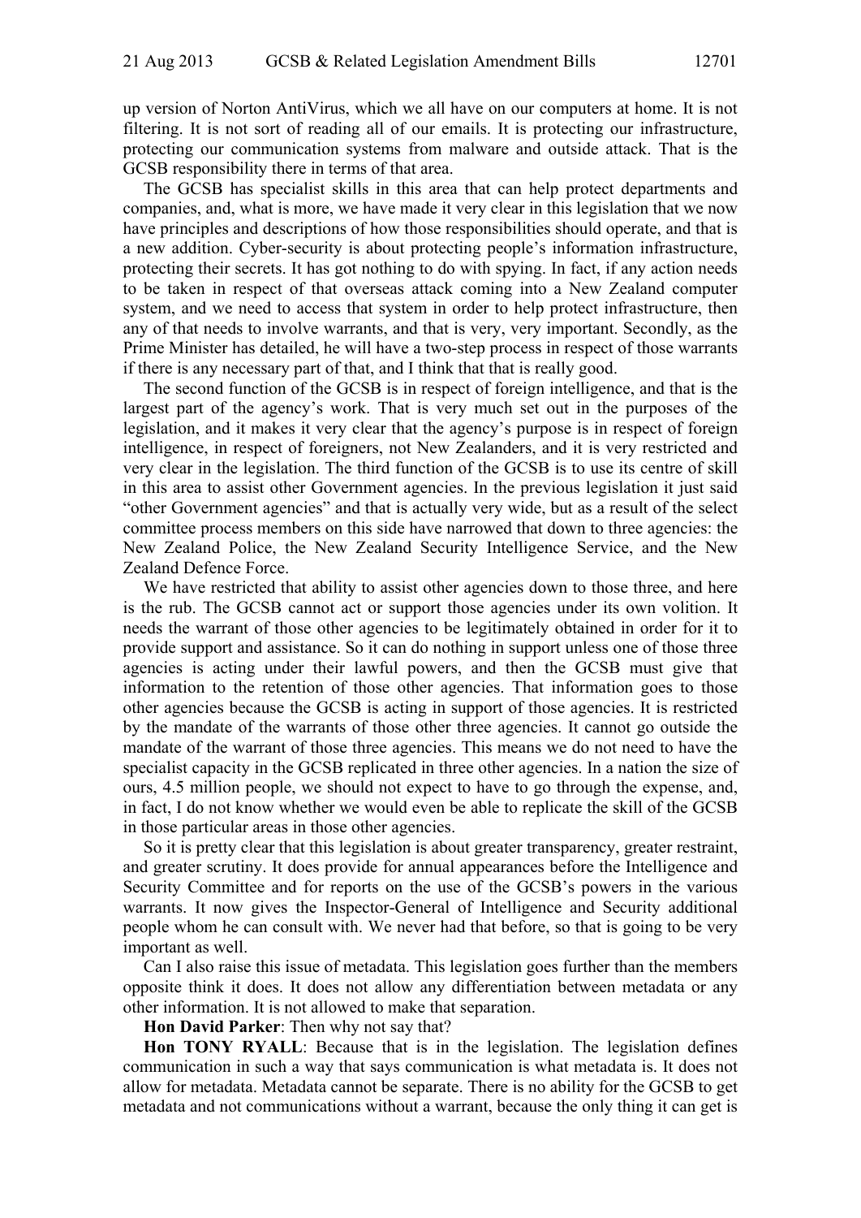up version of Norton AntiVirus, which we all have on our computers at home. It is not filtering. It is not sort of reading all of our emails. It is protecting our infrastructure, protecting our communication systems from malware and outside attack. That is the GCSB responsibility there in terms of that area.

The GCSB has specialist skills in this area that can help protect departments and companies, and, what is more, we have made it very clear in this legislation that we now have principles and descriptions of how those responsibilities should operate, and that is a new addition. Cyber-security is about protecting people's information infrastructure, protecting their secrets. It has got nothing to do with spying. In fact, if any action needs to be taken in respect of that overseas attack coming into a New Zealand computer system, and we need to access that system in order to help protect infrastructure, then any of that needs to involve warrants, and that is very, very important. Secondly, as the Prime Minister has detailed, he will have a two-step process in respect of those warrants if there is any necessary part of that, and I think that that is really good.

The second function of the GCSB is in respect of foreign intelligence, and that is the largest part of the agency's work. That is very much set out in the purposes of the legislation, and it makes it very clear that the agency's purpose is in respect of foreign intelligence, in respect of foreigners, not New Zealanders, and it is very restricted and very clear in the legislation. The third function of the GCSB is to use its centre of skill in this area to assist other Government agencies. In the previous legislation it just said "other Government agencies" and that is actually very wide, but as a result of the select committee process members on this side have narrowed that down to three agencies: the New Zealand Police, the New Zealand Security Intelligence Service, and the New Zealand Defence Force.

We have restricted that ability to assist other agencies down to those three, and here is the rub. The GCSB cannot act or support those agencies under its own volition. It needs the warrant of those other agencies to be legitimately obtained in order for it to provide support and assistance. So it can do nothing in support unless one of those three agencies is acting under their lawful powers, and then the GCSB must give that information to the retention of those other agencies. That information goes to those other agencies because the GCSB is acting in support of those agencies. It is restricted by the mandate of the warrants of those other three agencies. It cannot go outside the mandate of the warrant of those three agencies. This means we do not need to have the specialist capacity in the GCSB replicated in three other agencies. In a nation the size of ours, 4.5 million people, we should not expect to have to go through the expense, and, in fact, I do not know whether we would even be able to replicate the skill of the GCSB in those particular areas in those other agencies.

So it is pretty clear that this legislation is about greater transparency, greater restraint, and greater scrutiny. It does provide for annual appearances before the Intelligence and Security Committee and for reports on the use of the GCSB's powers in the various warrants. It now gives the Inspector-General of Intelligence and Security additional people whom he can consult with. We never had that before, so that is going to be very important as well.

Can I also raise this issue of metadata. This legislation goes further than the members opposite think it does. It does not allow any differentiation between metadata or any other information. It is not allowed to make that separation.

**Hon David Parker**: Then why not say that?

**Hon TONY RYALL**: Because that is in the legislation. The legislation defines communication in such a way that says communication is what metadata is. It does not allow for metadata. Metadata cannot be separate. There is no ability for the GCSB to get metadata and not communications without a warrant, because the only thing it can get is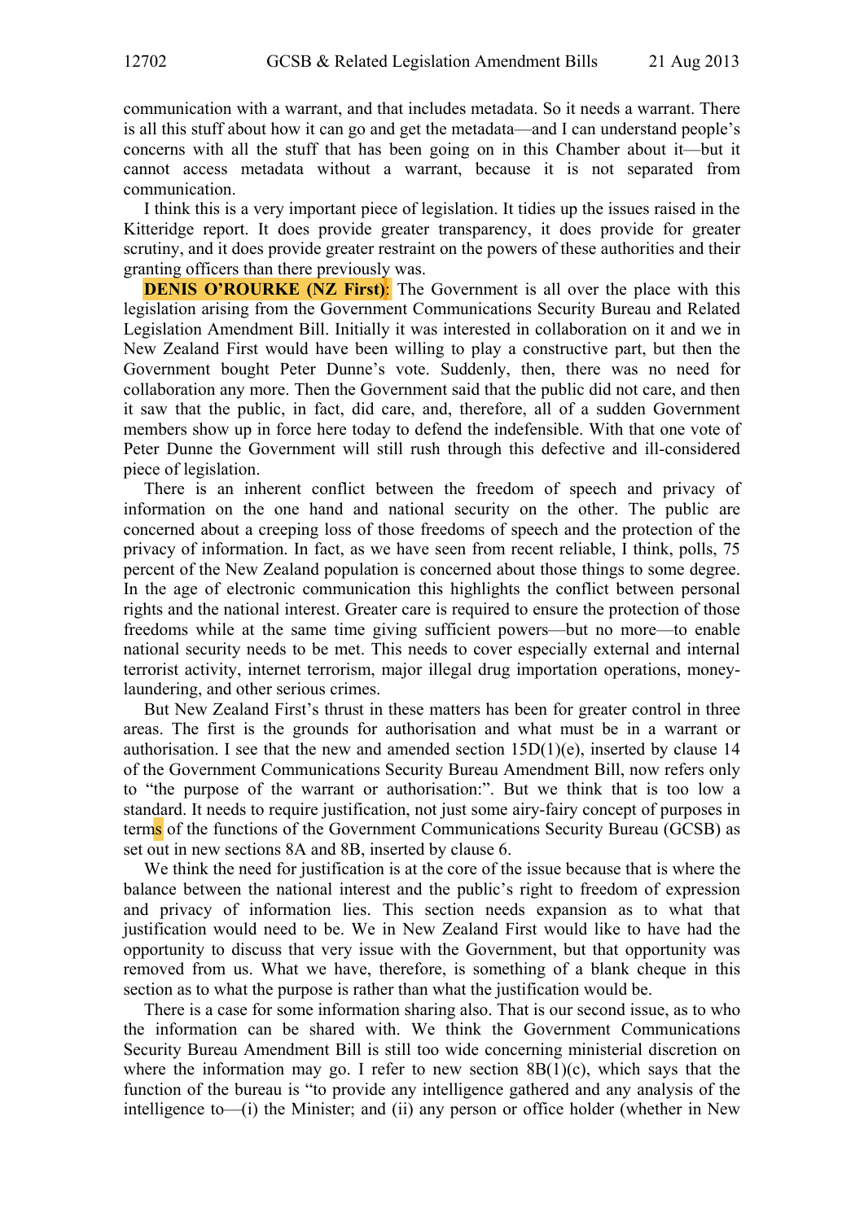communication with a warrant, and that includes metadata. So it needs a warrant. There is all this stuff about how it can go and get the metadata—and I can understand people's concerns with all the stuff that has been going on in this Chamber about it—but it cannot access metadata without a warrant, because it is not separated from communication.

I think this is a very important piece of legislation. It tidies up the issues raised in the Kitteridge report. It does provide greater transparency, it does provide for greater scrutiny, and it does provide greater restraint on the powers of these authorities and their granting officers than there previously was.

**DENIS O'ROURKE (NZ First)**: The Government is all over the place with this legislation arising from the Government Communications Security Bureau and Related Legislation Amendment Bill. Initially it was interested in collaboration on it and we in New Zealand First would have been willing to play a constructive part, but then the Government bought Peter Dunne's vote. Suddenly, then, there was no need for collaboration any more. Then the Government said that the public did not care, and then it saw that the public, in fact, did care, and, therefore, all of a sudden Government members show up in force here today to defend the indefensible. With that one vote of Peter Dunne the Government will still rush through this defective and ill-considered piece of legislation.

There is an inherent conflict between the freedom of speech and privacy of information on the one hand and national security on the other. The public are concerned about a creeping loss of those freedoms of speech and the protection of the privacy of information. In fact, as we have seen from recent reliable, I think, polls, 75 percent of the New Zealand population is concerned about those things to some degree. In the age of electronic communication this highlights the conflict between personal rights and the national interest. Greater care is required to ensure the protection of those freedoms while at the same time giving sufficient powers—but no more—to enable national security needs to be met. This needs to cover especially external and internal terrorist activity, internet terrorism, major illegal drug importation operations, money-laundering, and other serious crimes.

But New Zealand First's thrust in these matters has been for greater control in three areas. The first is the grounds for authorisation and what must be in a warrant or authorisation. I see that the new and amended section 15D(1)(e), inserted by clause 14 of the Government Communications Security Bureau Amendment Bill, now refers only to "the purpose of the warrant or authorisation:". But we think that is too low a standard. It needs to require justification, not just some airy-fairy concept of purposes in terms of the functions of the Government Communications Security Bureau (GCSB) as set out in new sections 8A and 8B, inserted by clause 6.

We think the need for justification is at the core of the issue because that is where the balance between the national interest and the public's right to freedom of expression and privacy of information lies. This section needs expansion as to what that justification would need to be. We in New Zealand First would like to have had the opportunity to discuss that very issue with the Government, but that opportunity was removed from us. What we have, therefore, is something of a blank cheque in this section as to what the purpose is rather than what the justification would be.

There is a case for some information sharing also. That is our second issue, as to who the information can be shared with. We think the Government Communications Security Bureau Amendment Bill is still too wide concerning ministerial discretion on where the information may go. I refer to new section 8B(1)(c), which says that the function of the bureau is "to provide any intelligence gathered and any analysis of the intelligence to—(i) the Minister; and (ii) any person or office holder (whether in New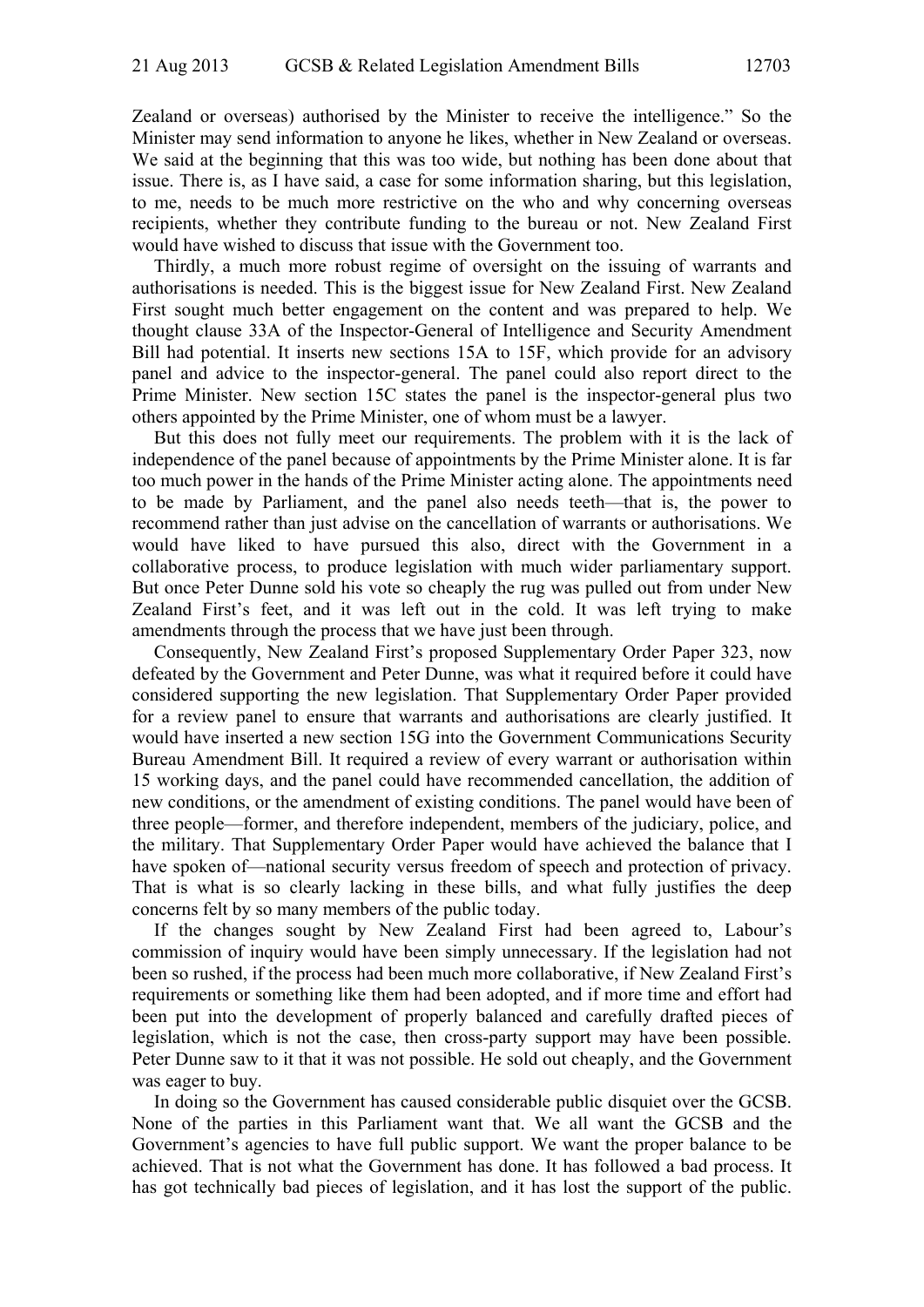Zealand or overseas) authorised by the Minister to receive the intelligence." So the Minister may send information to anyone he likes, whether in New Zealand or overseas. We said at the beginning that this was too wide, but nothing has been done about that issue. There is, as I have said, a case for some information sharing, but this legislation, to me, needs to be much more restrictive on the who and why concerning overseas recipients, whether they contribute funding to the bureau or not. New Zealand First would have wished to discuss that issue with the Government too.

Thirdly, a much more robust regime of oversight on the issuing of warrants and authorisations is needed. This is the biggest issue for New Zealand First. New Zealand First sought much better engagement on the content and was prepared to help. We thought clause 33A of the Inspector-General of Intelligence and Security Amendment Bill had potential. It inserts new sections 15A to 15F, which provide for an advisory panel and advice to the inspector-general. The panel could also report direct to the Prime Minister. New section 15C states the panel is the inspector-general plus two others appointed by the Prime Minister, one of whom must be a lawyer.

But this does not fully meet our requirements. The problem with it is the lack of independence of the panel because of appointments by the Prime Minister alone. It is far too much power in the hands of the Prime Minister acting alone. The appointments need to be made by Parliament, and the panel also needs teeth—that is, the power to recommend rather than just advise on the cancellation of warrants or authorisations. We would have liked to have pursued this also, direct with the Government in a collaborative process, to produce legislation with much wider parliamentary support. But once Peter Dunne sold his vote so cheaply the rug was pulled out from under New Zealand First's feet, and it was left out in the cold. It was left trying to make amendments through the process that we have just been through.

Consequently, New Zealand First's proposed Supplementary Order Paper 323, now defeated by the Government and Peter Dunne, was what it required before it could have considered supporting the new legislation. That Supplementary Order Paper provided for a review panel to ensure that warrants and authorisations are clearly justified. It would have inserted a new section 15G into the Government Communications Security Bureau Amendment Bill. It required a review of every warrant or authorisation within 15 working days, and the panel could have recommended cancellation, the addition of new conditions, or the amendment of existing conditions. The panel would have been of three people—former, and therefore independent, members of the judiciary, police, and the military. That Supplementary Order Paper would have achieved the balance that I have spoken of—national security versus freedom of speech and protection of privacy. That is what is so clearly lacking in these bills, and what fully justifies the deep concerns felt by so many members of the public today.

If the changes sought by New Zealand First had been agreed to, Labour's commission of inquiry would have been simply unnecessary. If the legislation had not been so rushed, if the process had been much more collaborative, if New Zealand First's requirements or something like them had been adopted, and if more time and effort had been put into the development of properly balanced and carefully drafted pieces of legislation, which is not the case, then cross-party support may have been possible. Peter Dunne saw to it that it was not possible. He sold out cheaply, and the Government was eager to buy.

In doing so the Government has caused considerable public disquiet over the GCSB. None of the parties in this Parliament want that. We all want the GCSB and the Government's agencies to have full public support. We want the proper balance to be achieved. That is not what the Government has done. It has followed a bad process. It has got technically bad pieces of legislation, and it has lost the support of the public.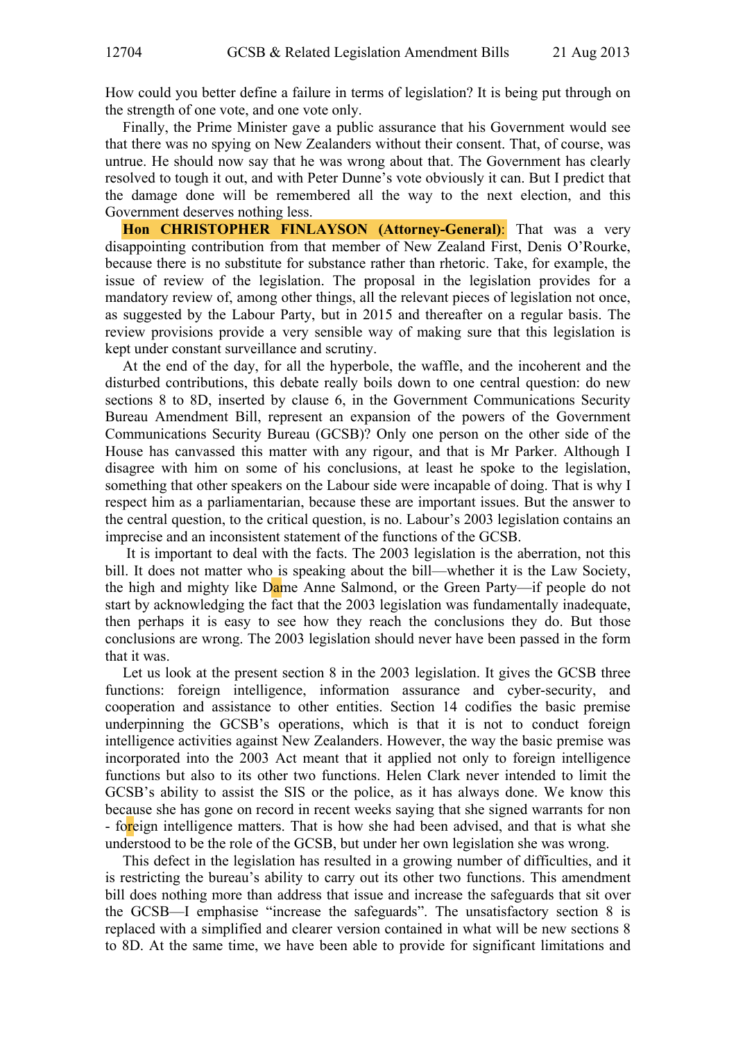How could you better define a failure in terms of legislation? It is being put through on the strength of one vote, and one vote only.

Finally, the Prime Minister gave a public assurance that his Government would see that there was no spying on New Zealanders without their consent. That, of course, was untrue. He should now say that he was wrong about that. The Government has clearly resolved to tough it out, and with Peter Dunne's vote obviously it can. But I predict that the damage done will be remembered all the way to the next election, and this Government deserves nothing less.

**Hon CHRISTOPHER FINLAYSON (Attorney-General)**: That was a very disappointing contribution from that member of New Zealand First, Denis O'Rourke, because there is no substitute for substance rather than rhetoric. Take, for example, the issue of review of the legislation. The proposal in the legislation provides for a mandatory review of, among other things, all the relevant pieces of legislation not once, as suggested by the Labour Party, but in 2015 and thereafter on a regular basis. The review provisions provide a very sensible way of making sure that this legislation is kept under constant surveillance and scrutiny.

At the end of the day, for all the hyperbole, the waffle, and the incoherent and the disturbed contributions, this debate really boils down to one central question: do new sections 8 to 8D, inserted by clause 6, in the Government Communications Security Bureau Amendment Bill, represent an expansion of the powers of the Government Communications Security Bureau (GCSB)? Only one person on the other side of the House has canvassed this matter with any rigour, and that is Mr Parker. Although I disagree with him on some of his conclusions, at least he spoke to the legislation, something that other speakers on the Labour side were incapable of doing. That is why I respect him as a parliamentarian, because these are important issues. But the answer to the central question, to the critical question, is no. Labour's 2003 legislation contains an imprecise and an inconsistent statement of the functions of the GCSB.

It is important to deal with the facts. The 2003 legislation is the aberration, not this bill. It does not matter who is speaking about the bill—whether it is the Law Society, the high and mighty like Dame Anne Salmond, or the Green Party—if people do not start by acknowledging the fact that the 2003 legislation was fundamentally inadequate, then perhaps it is easy to see how they reach the conclusions they do. But those conclusions are wrong. The 2003 legislation should never have been passed in the form that it was.

Let us look at the present section 8 in the 2003 legislation. It gives the GCSB three functions: foreign intelligence, information assurance and cyber-security, and cooperation and assistance to other entities. Section 14 codifies the basic premise underpinning the GCSB's operations, which is that it is not to conduct foreign intelligence activities against New Zealanders. However, the way the basic premise was incorporated into the 2003 Act meant that it applied not only to foreign intelligence functions but also to its other two functions. Helen Clark never intended to limit the GCSB's ability to assist the SIS or the police, as it has always done. We know this because she has gone on record in recent weeks saying that she signed warrants for non - foreign intelligence matters. That is how she had been advised, and that is what she understood to be the role of the GCSB, but under her own legislation she was wrong.

This defect in the legislation has resulted in a growing number of difficulties, and it is restricting the bureau's ability to carry out its other two functions. This amendment bill does nothing more than address that issue and increase the safeguards that sit over the GCSB—I emphasise "increase the safeguards". The unsatisfactory section 8 is replaced with a simplified and clearer version contained in what will be new sections 8 to 8D. At the same time, we have been able to provide for significant limitations and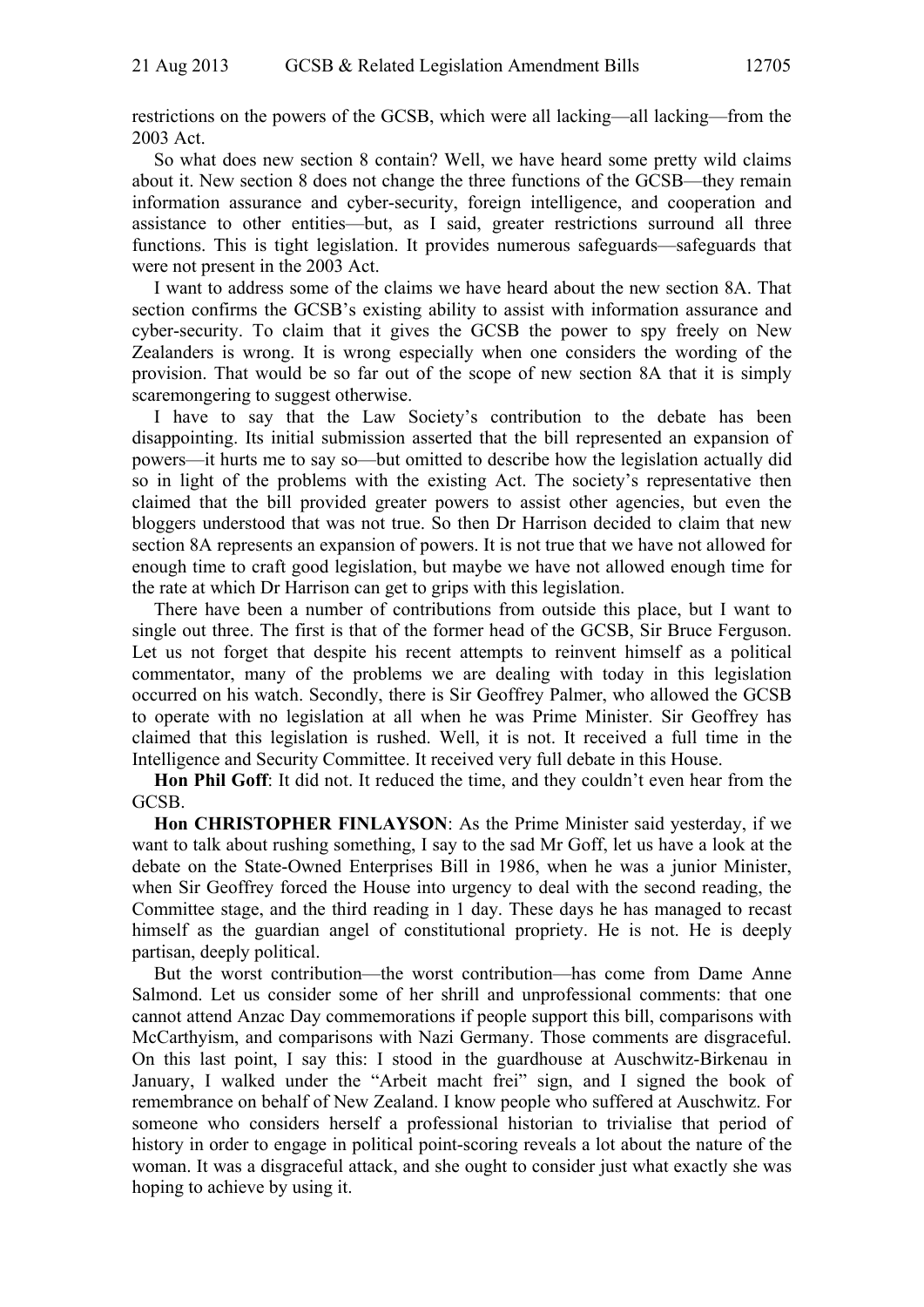restrictions on the powers of the GCSB, which were all lacking—all lacking—from the 2003 Act.

So what does new section 8 contain? Well, we have heard some pretty wild claims about it. New section 8 does not change the three functions of the GCSB—they remain information assurance and cyber-security, foreign intelligence, and cooperation and assistance to other entities—but, as I said, greater restrictions surround all three functions. This is tight legislation. It provides numerous safeguards—safeguards that were not present in the 2003 Act.

I want to address some of the claims we have heard about the new section 8A. That section confirms the GCSB's existing ability to assist with information assurance and cyber-security. To claim that it gives the GCSB the power to spy freely on New Zealanders is wrong. It is wrong especially when one considers the wording of the provision. That would be so far out of the scope of new section 8A that it is simply scaremongering to suggest otherwise.

I have to say that the Law Society's contribution to the debate has been disappointing. Its initial submission asserted that the bill represented an expansion of powers—it hurts me to say so—but omitted to describe how the legislation actually did so in light of the problems with the existing Act. The society's representative then claimed that the bill provided greater powers to assist other agencies, but even the bloggers understood that was not true. So then Dr Harrison decided to claim that new section 8A represents an expansion of powers. It is not true that we have not allowed for enough time to craft good legislation, but maybe we have not allowed enough time for the rate at which Dr Harrison can get to grips with this legislation.

There have been a number of contributions from outside this place, but I want to single out three. The first is that of the former head of the GCSB, Sir Bruce Ferguson. Let us not forget that despite his recent attempts to reinvent himself as a political commentator, many of the problems we are dealing with today in this legislation occurred on his watch. Secondly, there is Sir Geoffrey Palmer, who allowed the GCSB to operate with no legislation at all when he was Prime Minister. Sir Geoffrey has claimed that this legislation is rushed. Well, it is not. It received a full time in the Intelligence and Security Committee. It received very full debate in this House.

**Hon Phil Goff**: It did not. It reduced the time, and they couldn't even hear from the GCSB.

**Hon CHRISTOPHER FINLAYSON**: As the Prime Minister said yesterday, if we want to talk about rushing something, I say to the sad Mr Goff, let us have a look at the debate on the State-Owned Enterprises Bill in 1986, when he was a junior Minister, when Sir Geoffrey forced the House into urgency to deal with the second reading, the Committee stage, and the third reading in 1 day. These days he has managed to recast himself as the guardian angel of constitutional propriety. He is not. He is deeply partisan, deeply political.

But the worst contribution—the worst contribution—has come from Dame Anne Salmond. Let us consider some of her shrill and unprofessional comments: that one cannot attend Anzac Day commemorations if people support this bill, comparisons with McCarthyism, and comparisons with Nazi Germany. Those comments are disgraceful. On this last point, I say this: I stood in the guardhouse at Auschwitz-Birkenau in January, I walked under the "Arbeit macht frei" sign, and I signed the book of remembrance on behalf of New Zealand. I know people who suffered at Auschwitz. For someone who considers herself a professional historian to trivialise that period of history in order to engage in political point-scoring reveals a lot about the nature of the woman. It was a disgraceful attack, and she ought to consider just what exactly she was hoping to achieve by using it.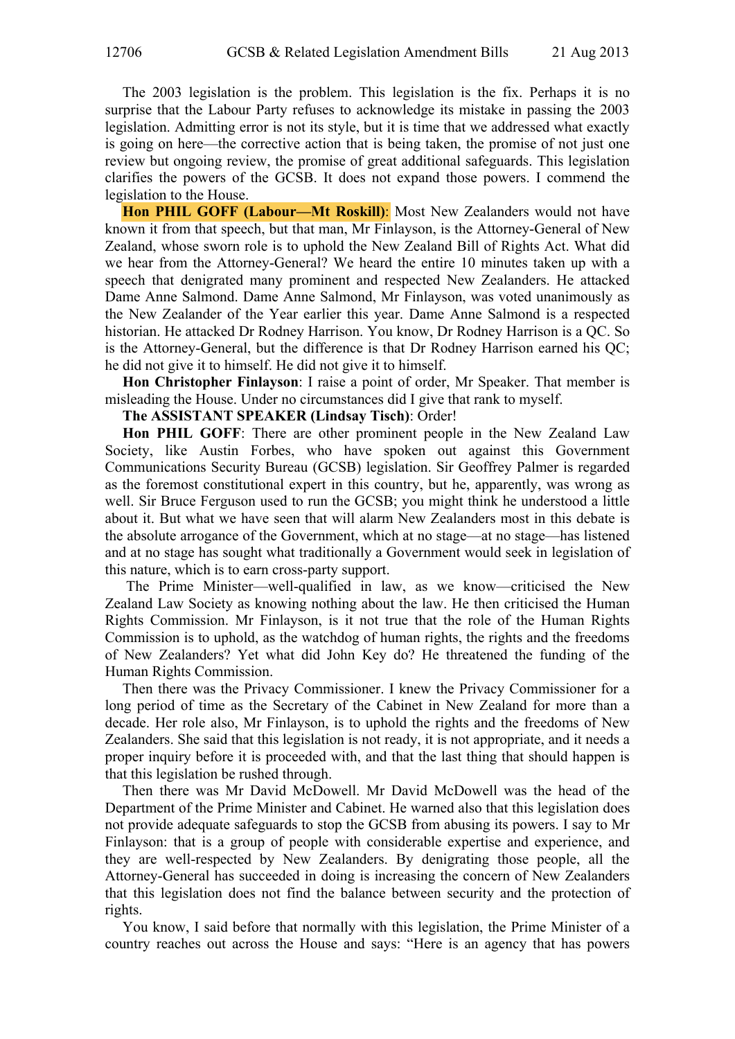The 2003 legislation is the problem. This legislation is the fix. Perhaps it is no surprise that the Labour Party refuses to acknowledge its mistake in passing the 2003 legislation. Admitting error is not its style, but it is time that we addressed what exactly is going on here—the corrective action that is being taken, the promise of not just one review but ongoing review, the promise of great additional safeguards. This legislation clarifies the powers of the GCSB. It does not expand those powers. I commend the legislation to the House.

**Hon PHIL GOFF (Labour—Mt Roskill)**: Most New Zealanders would not have known it from that speech, but that man, Mr Finlayson, is the Attorney-General of New Zealand, whose sworn role is to uphold the New Zealand Bill of Rights Act. What did we hear from the Attorney-General? We heard the entire 10 minutes taken up with a speech that denigrated many prominent and respected New Zealanders. He attacked Dame Anne Salmond. Dame Anne Salmond, Mr Finlayson, was voted unanimously as the New Zealander of the Year earlier this year. Dame Anne Salmond is a respected historian. He attacked Dr Rodney Harrison. You know, Dr Rodney Harrison is a QC. So is the Attorney-General, but the difference is that Dr Rodney Harrison earned his QC; he did not give it to himself. He did not give it to himself.

**Hon Christopher Finlayson**: I raise a point of order, Mr Speaker. That member is misleading the House. Under no circumstances did I give that rank to myself.

**The ASSISTANT SPEAKER (Lindsay Tisch)**: Order!

**Hon PHIL GOFF**: There are other prominent people in the New Zealand Law Society, like Austin Forbes, who have spoken out against this Government Communications Security Bureau (GCSB) legislation. Sir Geoffrey Palmer is regarded as the foremost constitutional expert in this country, but he, apparently, was wrong as well. Sir Bruce Ferguson used to run the GCSB; you might think he understood a little about it. But what we have seen that will alarm New Zealanders most in this debate is the absolute arrogance of the Government, which at no stage—at no stage—has listened and at no stage has sought what traditionally a Government would seek in legislation of this nature, which is to earn cross-party support.

The Prime Minister—well-qualified in law, as we know—criticised the New Zealand Law Society as knowing nothing about the law. He then criticised the Human Rights Commission. Mr Finlayson, is it not true that the role of the Human Rights Commission is to uphold, as the watchdog of human rights, the rights and the freedoms of New Zealanders? Yet what did John Key do? He threatened the funding of the Human Rights Commission.

Then there was the Privacy Commissioner. I knew the Privacy Commissioner for a long period of time as the Secretary of the Cabinet in New Zealand for more than a decade. Her role also, Mr Finlayson, is to uphold the rights and the freedoms of New Zealanders. She said that this legislation is not ready, it is not appropriate, and it needs a proper inquiry before it is proceeded with, and that the last thing that should happen is that this legislation be rushed through.

Then there was Mr David McDowell. Mr David McDowell was the head of the Department of the Prime Minister and Cabinet. He warned also that this legislation does not provide adequate safeguards to stop the GCSB from abusing its powers. I say to Mr Finlayson: that is a group of people with considerable expertise and experience, and they are well-respected by New Zealanders. By denigrating those people, all the Attorney-General has succeeded in doing is increasing the concern of New Zealanders that this legislation does not find the balance between security and the protection of rights.

You know, I said before that normally with this legislation, the Prime Minister of a country reaches out across the House and says: "Here is an agency that has powers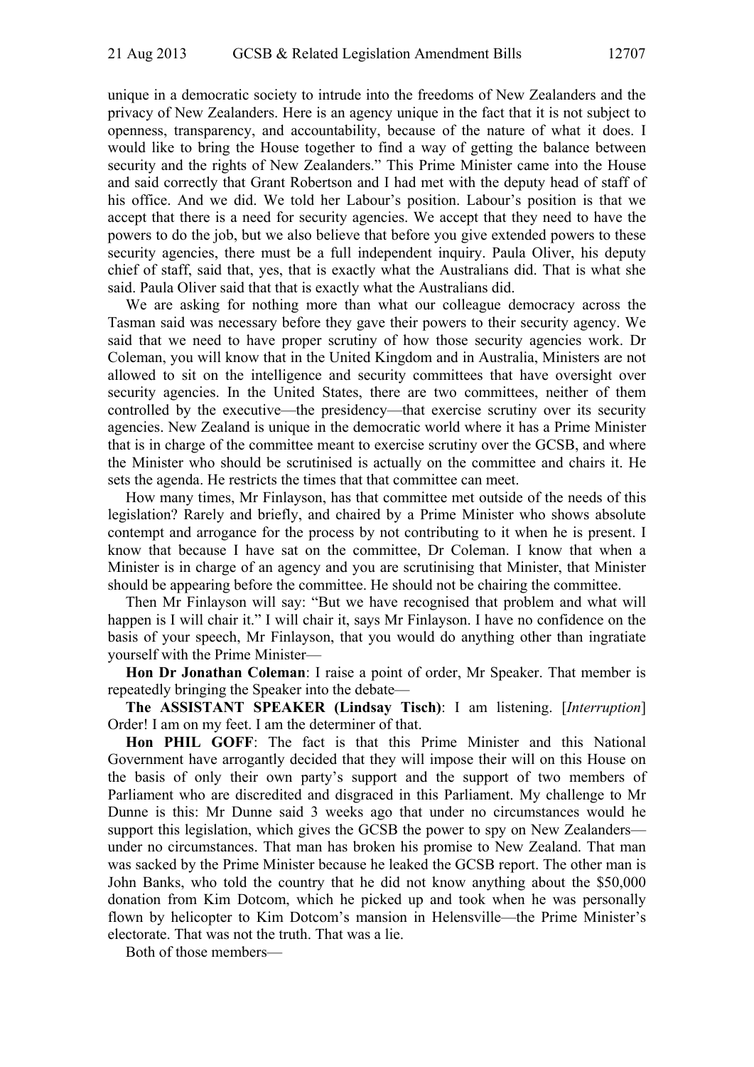unique in a democratic society to intrude into the freedoms of New Zealanders and the privacy of New Zealanders. Here is an agency unique in the fact that it is not subject to openness, transparency, and accountability, because of the nature of what it does. I would like to bring the House together to find a way of getting the balance between security and the rights of New Zealanders." This Prime Minister came into the House and said correctly that Grant Robertson and I had met with the deputy head of staff of his office. And we did. We told her Labour's position. Labour's position is that we accept that there is a need for security agencies. We accept that they need to have the powers to do the job, but we also believe that before you give extended powers to these security agencies, there must be a full independent inquiry. Paula Oliver, his deputy chief of staff, said that, yes, that is exactly what the Australians did. That is what she said. Paula Oliver said that that is exactly what the Australians did.

We are asking for nothing more than what our colleague democracy across the Tasman said was necessary before they gave their powers to their security agency. We said that we need to have proper scrutiny of how those security agencies work. Dr Coleman, you will know that in the United Kingdom and in Australia, Ministers are not allowed to sit on the intelligence and security committees that have oversight over security agencies. In the United States, there are two committees, neither of them controlled by the executive—the presidency—that exercise scrutiny over its security agencies. New Zealand is unique in the democratic world where it has a Prime Minister that is in charge of the committee meant to exercise scrutiny over the GCSB, and where the Minister who should be scrutinised is actually on the committee and chairs it. He sets the agenda. He restricts the times that that committee can meet.

How many times, Mr Finlayson, has that committee met outside of the needs of this legislation? Rarely and briefly, and chaired by a Prime Minister who shows absolute contempt and arrogance for the process by not contributing to it when he is present. I know that because I have sat on the committee, Dr Coleman. I know that when a Minister is in charge of an agency and you are scrutinising that Minister, that Minister should be appearing before the committee. He should not be chairing the committee.

Then Mr Finlayson will say: "But we have recognised that problem and what will happen is I will chair it." I will chair it, says Mr Finlayson. I have no confidence on the basis of your speech, Mr Finlayson, that you would do anything other than ingratiate yourself with the Prime Minister—

**Hon Dr Jonathan Coleman**: I raise a point of order, Mr Speaker. That member is repeatedly bringing the Speaker into the debate—

**The ASSISTANT SPEAKER (Lindsay Tisch)**: I am listening. [*Interruption*] Order! I am on my feet. I am the determiner of that.

**Hon PHIL GOFF**: The fact is that this Prime Minister and this National Government have arrogantly decided that they will impose their will on this House on the basis of only their own party's support and the support of two members of Parliament who are discredited and disgraced in this Parliament. My challenge to Mr Dunne is this: Mr Dunne said 3 weeks ago that under no circumstances would he support this legislation, which gives the GCSB the power to spy on New Zealanders—under no circumstances. That man has broken his promise to New Zealand. That man was sacked by the Prime Minister because he leaked the GCSB report. The other man is John Banks, who told the country that he did not know anything about the $50,000 donation from Kim Dotcom, which he picked up and took when he was personally flown by helicopter to Kim Dotcom's mansion in Helensville—the Prime Minister's electorate. That was not the truth. That was a lie.

Both of those members—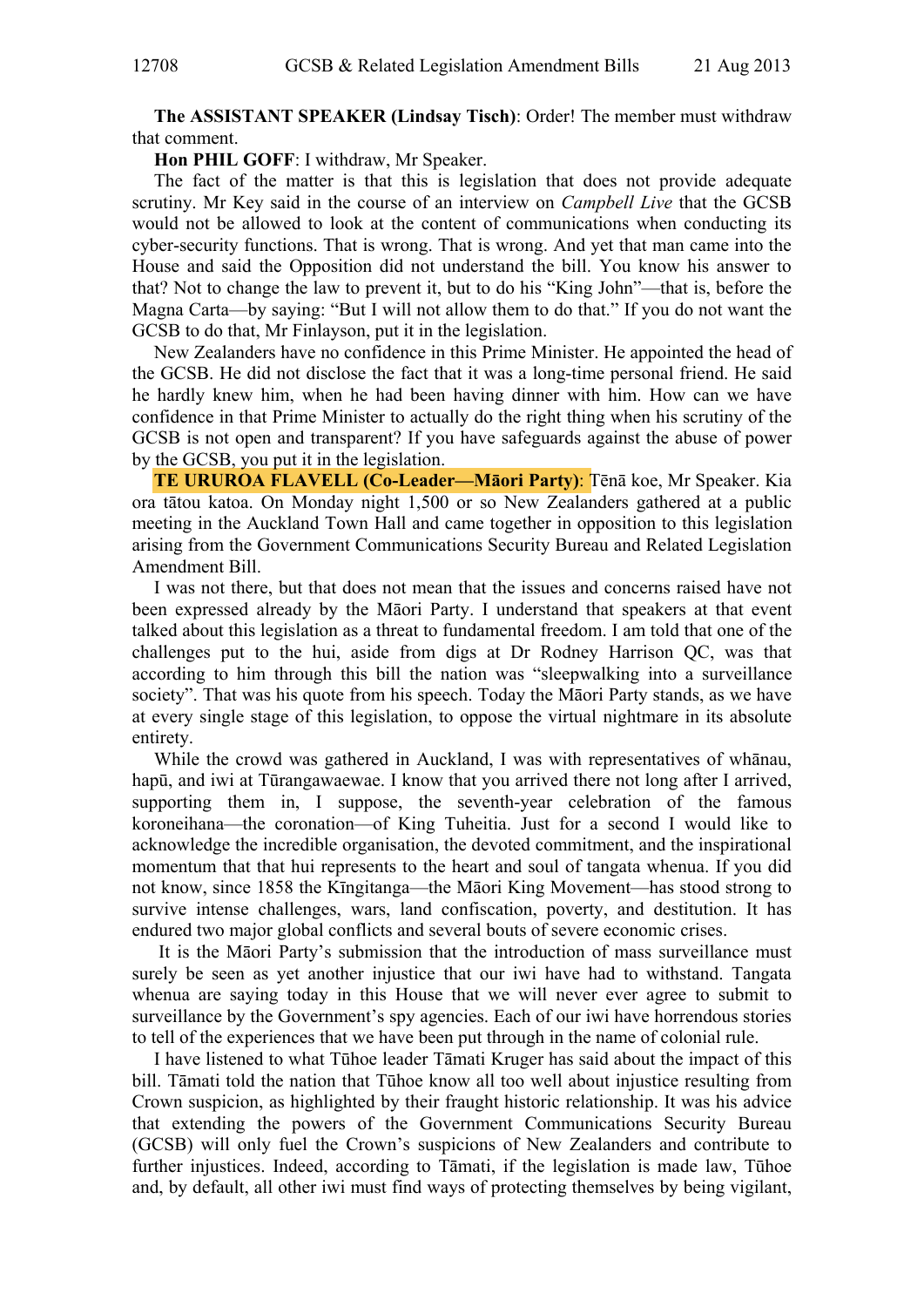**The ASSISTANT SPEAKER (Lindsay Tisch)**: Order! The member must withdraw that comment.

**Hon PHIL GOFF**: I withdraw, Mr Speaker.

The fact of the matter is that this is legislation that does not provide adequate scrutiny. Mr Key said in the course of an interview on *Campbell Live* that the GCSB would not be allowed to look at the content of communications when conducting its cyber-security functions. That is wrong. That is wrong. And yet that man came into the House and said the Opposition did not understand the bill. You know his answer to that? Not to change the law to prevent it, but to do his "King John"—that is, before the Magna Carta—by saying: "But I will not allow them to do that." If you do not want the GCSB to do that, Mr Finlayson, put it in the legislation.

New Zealanders have no confidence in this Prime Minister. He appointed the head of the GCSB. He did not disclose the fact that it was a long-time personal friend. He said he hardly knew him, when he had been having dinner with him. How can we have confidence in that Prime Minister to actually do the right thing when his scrutiny of the GCSB is not open and transparent? If you have safeguards against the abuse of power by the GCSB, you put it in the legislation.

**TE URUROA FLAVELL (Co-Leader—Māori Party)**: Tēnā koe, Mr Speaker. Kia ora tātou katoa. On Monday night 1,500 or so New Zealanders gathered at a public meeting in the Auckland Town Hall and came together in opposition to this legislation arising from the Government Communications Security Bureau and Related Legislation Amendment Bill.

I was not there, but that does not mean that the issues and concerns raised have not been expressed already by the Māori Party. I understand that speakers at that event talked about this legislation as a threat to fundamental freedom. I am told that one of the challenges put to the hui, aside from digs at Dr Rodney Harrison QC, was that according to him through this bill the nation was "sleepwalking into a surveillance society". That was his quote from his speech. Today the Māori Party stands, as we have at every single stage of this legislation, to oppose the virtual nightmare in its absolute entirety.

While the crowd was gathered in Auckland, I was with representatives of whānau, hapū, and iwi at Tūrangawaewae. I know that you arrived there not long after I arrived, supporting them in, I suppose, the seventh-year celebration of the famous koroneihana—the coronation—of King Tuheitia. Just for a second I would like to acknowledge the incredible organisation, the devoted commitment, and the inspirational momentum that that hui represents to the heart and soul of tangata whenua. If you did not know, since 1858 the Kīngitanga—the Māori King Movement—has stood strong to survive intense challenges, wars, land confiscation, poverty, and destitution. It has endured two major global conflicts and several bouts of severe economic crises.

It is the Māori Party's submission that the introduction of mass surveillance must surely be seen as yet another injustice that our iwi have had to withstand. Tangata whenua are saying today in this House that we will never ever agree to submit to surveillance by the Government's spy agencies. Each of our iwi have horrendous stories to tell of the experiences that we have been put through in the name of colonial rule.

I have listened to what Tūhoe leader Tāmati Kruger has said about the impact of this bill. Tāmati told the nation that Tūhoe know all too well about injustice resulting from Crown suspicion, as highlighted by their fraught historic relationship. It was his advice that extending the powers of the Government Communications Security Bureau (GCSB) will only fuel the Crown's suspicions of New Zealanders and contribute to further injustices. Indeed, according to Tāmati, if the legislation is made law, Tūhoe and, by default, all other iwi must find ways of protecting themselves by being vigilant,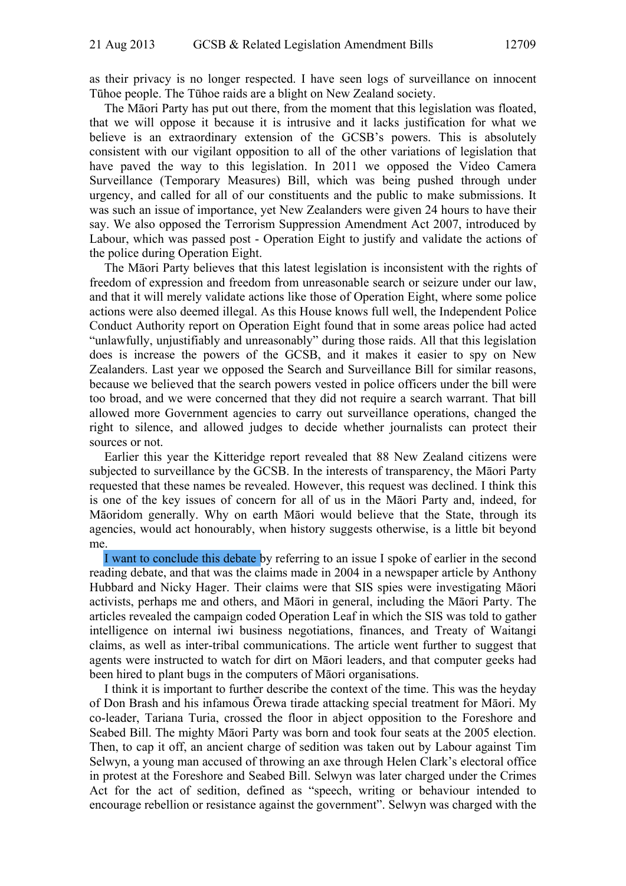as their privacy is no longer respected. I have seen logs of surveillance on innocent Tūhoe people. The Tūhoe raids are a blight on New Zealand society.

The Māori Party has put out there, from the moment that this legislation was floated, that we will oppose it because it is intrusive and it lacks justification for what we believe is an extraordinary extension of the GCSB's powers. This is absolutely consistent with our vigilant opposition to all of the other variations of legislation that have paved the way to this legislation. In 2011 we opposed the Video Camera Surveillance (Temporary Measures) Bill, which was being pushed through under urgency, and called for all of our constituents and the public to make submissions. It was such an issue of importance, yet New Zealanders were given 24 hours to have their say. We also opposed the Terrorism Suppression Amendment Act 2007, introduced by Labour, which was passed post - Operation Eight to justify and validate the actions of the police during Operation Eight.

The Māori Party believes that this latest legislation is inconsistent with the rights of freedom of expression and freedom from unreasonable search or seizure under our law, and that it will merely validate actions like those of Operation Eight, where some police actions were also deemed illegal. As this House knows full well, the Independent Police Conduct Authority report on Operation Eight found that in some areas police had acted "unlawfully, unjustifiably and unreasonably" during those raids. All that this legislation does is increase the powers of the GCSB, and it makes it easier to spy on New Zealanders. Last year we opposed the Search and Surveillance Bill for similar reasons, because we believed that the search powers vested in police officers under the bill were too broad, and we were concerned that they did not require a search warrant. That bill allowed more Government agencies to carry out surveillance operations, changed the right to silence, and allowed judges to decide whether journalists can protect their sources or not.

Earlier this year the Kitteridge report revealed that 88 New Zealand citizens were subjected to surveillance by the GCSB. In the interests of transparency, the Māori Party requested that these names be revealed. However, this request was declined. I think this is one of the key issues of concern for all of us in the Māori Party and, indeed, for Māoridom generally. Why on earth Māori would believe that the State, through its agencies, would act honourably, when history suggests otherwise, is a little bit beyond me.

I want to conclude this debate by referring to an issue I spoke of earlier in the second reading debate, and that was the claims made in 2004 in a newspaper article by Anthony Hubbard and Nicky Hager. Their claims were that SIS spies were investigating Māori activists, perhaps me and others, and Māori in general, including the Māori Party. The articles revealed the campaign coded Operation Leaf in which the SIS was told to gather intelligence on internal iwi business negotiations, finances, and Treaty of Waitangi claims, as well as inter-tribal communications. The article went further to suggest that agents were instructed to watch for dirt on Māori leaders, and that computer geeks had been hired to plant bugs in the computers of Māori organisations.

I think it is important to further describe the context of the time. This was the heyday of Don Brash and his infamous Ōrewa tirade attacking special treatment for Māori. My co-leader, Tariana Turia, crossed the floor in abject opposition to the Foreshore and Seabed Bill. The mighty Māori Party was born and took four seats at the 2005 election. Then, to cap it off, an ancient charge of sedition was taken out by Labour against Tim Selwyn, a young man accused of throwing an axe through Helen Clark's electoral office in protest at the Foreshore and Seabed Bill. Selwyn was later charged under the Crimes Act for the act of sedition, defined as "speech, writing or behaviour intended to encourage rebellion or resistance against the government". Selwyn was charged with the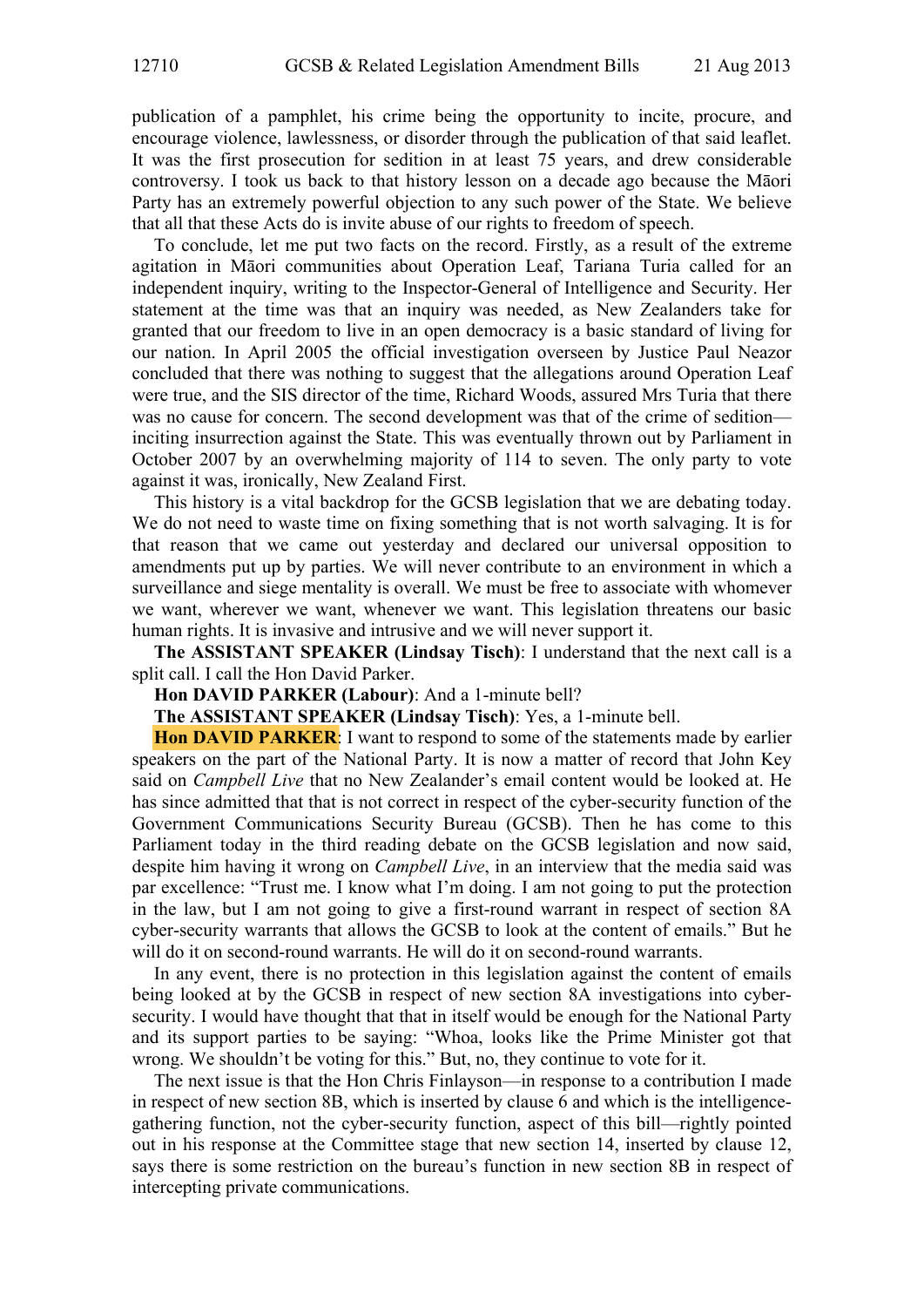publication of a pamphlet, his crime being the opportunity to incite, procure, and encourage violence, lawlessness, or disorder through the publication of that said leaflet. It was the first prosecution for sedition in at least 75 years, and drew considerable controversy. I took us back to that history lesson on a decade ago because the Māori Party has an extremely powerful objection to any such power of the State. We believe that all that these Acts do is invite abuse of our rights to freedom of speech.

To conclude, let me put two facts on the record. Firstly, as a result of the extreme agitation in Māori communities about Operation Leaf, Tariana Turia called for an independent inquiry, writing to the Inspector-General of Intelligence and Security. Her statement at the time was that an inquiry was needed, as New Zealanders take for granted that our freedom to live in an open democracy is a basic standard of living for our nation. In April 2005 the official investigation overseen by Justice Paul Neazor concluded that there was nothing to suggest that the allegations around Operation Leaf were true, and the SIS director of the time, Richard Woods, assured Mrs Turia that there was no cause for concern. The second development was that of the crime of sedition—inciting insurrection against the State. This was eventually thrown out by Parliament in October 2007 by an overwhelming majority of 114 to seven. The only party to vote against it was, ironically, New Zealand First.

This history is a vital backdrop for the GCSB legislation that we are debating today. We do not need to waste time on fixing something that is not worth salvaging. It is for that reason that we came out yesterday and declared our universal opposition to amendments put up by parties. We will never contribute to an environment in which a surveillance and siege mentality is overall. We must be free to associate with whomever we want, wherever we want, whenever we want. This legislation threatens our basic human rights. It is invasive and intrusive and we will never support it.

**The ASSISTANT SPEAKER (Lindsay Tisch)**: I understand that the next call is a split call. I call the Hon David Parker.

**Hon DAVID PARKER (Labour)**: And a 1-minute bell?

**The ASSISTANT SPEAKER (Lindsay Tisch)**: Yes, a 1-minute bell.

**Hon DAVID PARKER**: I want to respond to some of the statements made by earlier speakers on the part of the National Party. It is now a matter of record that John Key said on *Campbell Live* that no New Zealander's email content would be looked at. He has since admitted that that is not correct in respect of the cyber-security function of the Government Communications Security Bureau (GCSB). Then he has come to this Parliament today in the third reading debate on the GCSB legislation and now said, despite him having it wrong on *Campbell Live*, in an interview that the media said was par excellence: "Trust me. I know what I'm doing. I am not going to put the protection in the law, but I am not going to give a first-round warrant in respect of section 8A cyber-security warrants that allows the GCSB to look at the content of emails." But he will do it on second-round warrants. He will do it on second-round warrants.

In any event, there is no protection in this legislation against the content of emails being looked at by the GCSB in respect of new section 8A investigations into cyber-security. I would have thought that that in itself would be enough for the National Party and its support parties to be saying: "Whoa, looks like the Prime Minister got that wrong. We shouldn't be voting for this." But, no, they continue to vote for it.

The next issue is that the Hon Chris Finlayson—in response to a contribution I made in respect of new section 8B, which is inserted by clause 6 and which is the intelligence-gathering function, not the cyber-security function, aspect of this bill—rightly pointed out in his response at the Committee stage that new section 14, inserted by clause 12, says there is some restriction on the bureau's function in new section 8B in respect of intercepting private communications.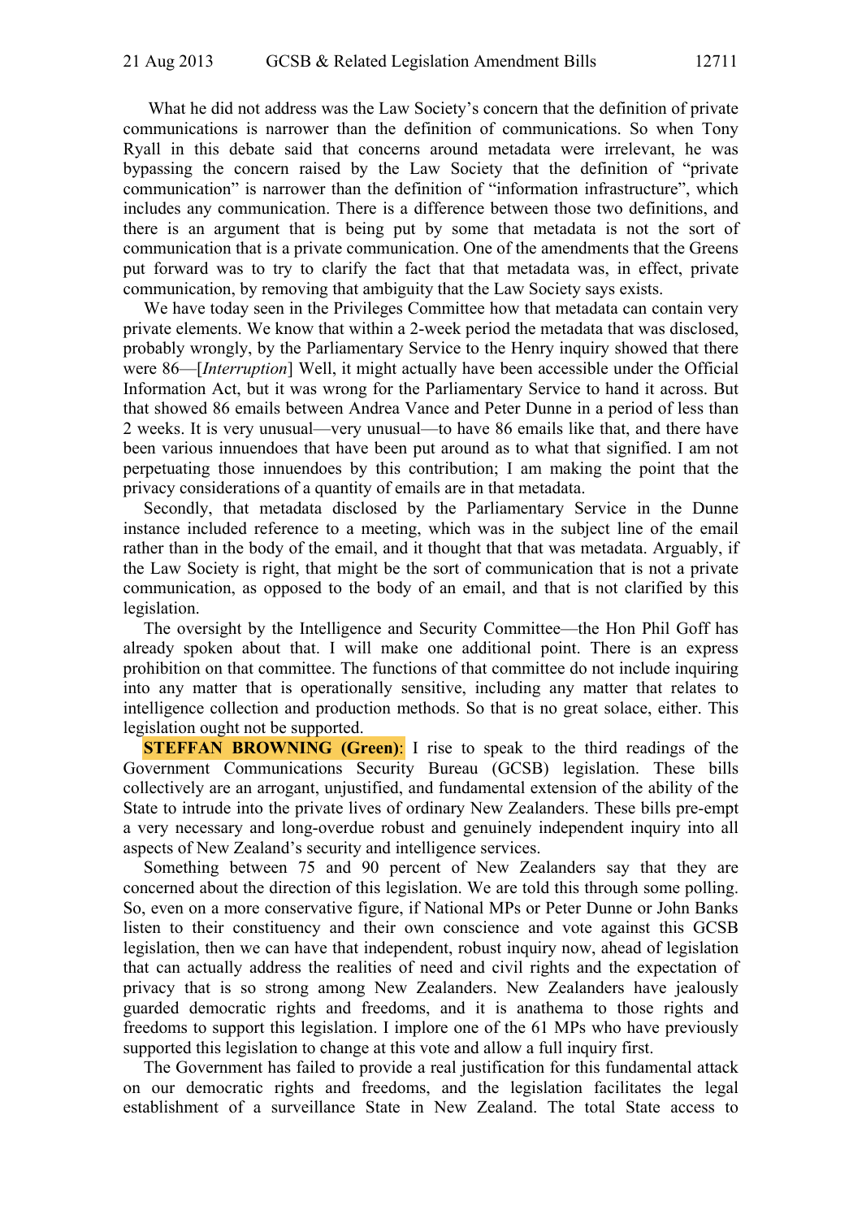What he did not address was the Law Society's concern that the definition of private communications is narrower than the definition of communications. So when Tony Ryall in this debate said that concerns around metadata were irrelevant, he was bypassing the concern raised by the Law Society that the definition of "private communication" is narrower than the definition of "information infrastructure", which includes any communication. There is a difference between those two definitions, and there is an argument that is being put by some that metadata is not the sort of communication that is a private communication. One of the amendments that the Greens put forward was to try to clarify the fact that that metadata was, in effect, private communication, by removing that ambiguity that the Law Society says exists.

We have today seen in the Privileges Committee how that metadata can contain very private elements. We know that within a 2-week period the metadata that was disclosed, probably wrongly, by the Parliamentary Service to the Henry inquiry showed that there were 86—[*Interruption*] Well, it might actually have been accessible under the Official Information Act, but it was wrong for the Parliamentary Service to hand it across. But that showed 86 emails between Andrea Vance and Peter Dunne in a period of less than 2 weeks. It is very unusual—very unusual—to have 86 emails like that, and there have been various innuendoes that have been put around as to what that signified. I am not perpetuating those innuendoes by this contribution; I am making the point that the privacy considerations of a quantity of emails are in that metadata.

Secondly, that metadata disclosed by the Parliamentary Service in the Dunne instance included reference to a meeting, which was in the subject line of the email rather than in the body of the email, and it thought that that was metadata. Arguably, if the Law Society is right, that might be the sort of communication that is not a private communication, as opposed to the body of an email, and that is not clarified by this legislation.

The oversight by the Intelligence and Security Committee—the Hon Phil Goff has already spoken about that. I will make one additional point. There is an express prohibition on that committee. The functions of that committee do not include inquiring into any matter that is operationally sensitive, including any matter that relates to intelligence collection and production methods. So that is no great solace, either. This legislation ought not be supported.

**STEFFAN BROWNING (Green)**: I rise to speak to the third readings of the Government Communications Security Bureau (GCSB) legislation. These bills collectively are an arrogant, unjustified, and fundamental extension of the ability of the State to intrude into the private lives of ordinary New Zealanders. These bills pre-empt a very necessary and long-overdue robust and genuinely independent inquiry into all aspects of New Zealand's security and intelligence services.

Something between 75 and 90 percent of New Zealanders say that they are concerned about the direction of this legislation. We are told this through some polling. So, even on a more conservative figure, if National MPs or Peter Dunne or John Banks listen to their constituency and their own conscience and vote against this GCSB legislation, then we can have that independent, robust inquiry now, ahead of legislation that can actually address the realities of need and civil rights and the expectation of privacy that is so strong among New Zealanders. New Zealanders have jealously guarded democratic rights and freedoms, and it is anathema to those rights and freedoms to support this legislation. I implore one of the 61 MPs who have previously supported this legislation to change at this vote and allow a full inquiry first.

The Government has failed to provide a real justification for this fundamental attack on our democratic rights and freedoms, and the legislation facilitates the legal establishment of a surveillance State in New Zealand. The total State access to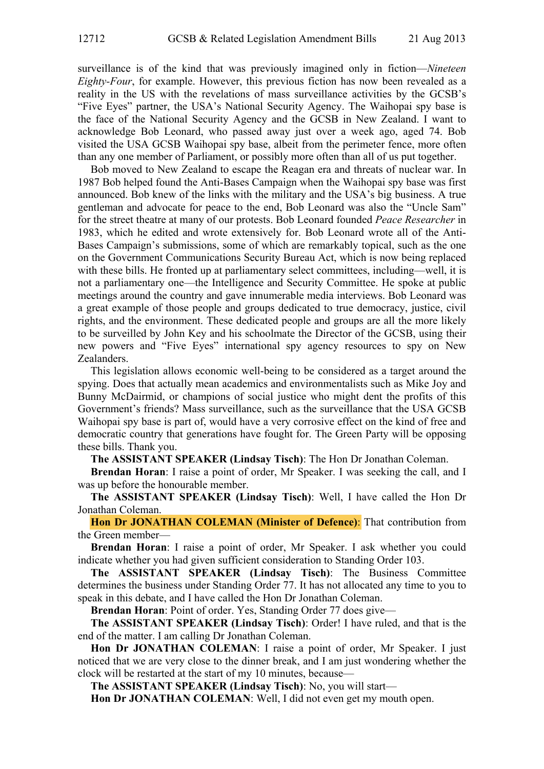surveillance is of the kind that was previously imagined only in fiction—*Nineteen Eighty-Four*, for example. However, this previous fiction has now been revealed as a reality in the US with the revelations of mass surveillance activities by the GCSB's "Five Eyes" partner, the USA's National Security Agency. The Waihopai spy base is the face of the National Security Agency and the GCSB in New Zealand. I want to acknowledge Bob Leonard, who passed away just over a week ago, aged 74. Bob visited the USA GCSB Waihopai spy base, albeit from the perimeter fence, more often than any one member of Parliament, or possibly more often than all of us put together.

Bob moved to New Zealand to escape the Reagan era and threats of nuclear war. In 1987 Bob helped found the Anti-Bases Campaign when the Waihopai spy base was first announced. Bob knew of the links with the military and the USA's big business. A true gentleman and advocate for peace to the end, Bob Leonard was also the "Uncle Sam" for the street theatre at many of our protests. Bob Leonard founded *Peace Researcher* in 1983, which he edited and wrote extensively for. Bob Leonard wrote all of the Anti-Bases Campaign's submissions, some of which are remarkably topical, such as the one on the Government Communications Security Bureau Act, which is now being replaced with these bills. He fronted up at parliamentary select committees, including—well, it is not a parliamentary one—the Intelligence and Security Committee. He spoke at public meetings around the country and gave innumerable media interviews. Bob Leonard was a great example of those people and groups dedicated to true democracy, justice, civil rights, and the environment. These dedicated people and groups are all the more likely to be surveilled by John Key and his schoolmate the Director of the GCSB, using their new powers and "Five Eyes" international spy agency resources to spy on New Zealanders.

This legislation allows economic well-being to be considered as a target around the spying. Does that actually mean academics and environmentalists such as Mike Joy and Bunny McDairmid, or champions of social justice who might dent the profits of this Government's friends? Mass surveillance, such as the surveillance that the USA GCSB Waihopai spy base is part of, would have a very corrosive effect on the kind of free and democratic country that generations have fought for. The Green Party will be opposing these bills. Thank you.

**The ASSISTANT SPEAKER (Lindsay Tisch)**: The Hon Dr Jonathan Coleman.

**Brendan Horan**: I raise a point of order, Mr Speaker. I was seeking the call, and I was up before the honourable member.

**The ASSISTANT SPEAKER (Lindsay Tisch)**: Well, I have called the Hon Dr Jonathan Coleman.

**Hon Dr JONATHAN COLEMAN (Minister of Defence)**: That contribution from the Green member—

**Brendan Horan**: I raise a point of order, Mr Speaker. I ask whether you could indicate whether you had given sufficient consideration to Standing Order 103.

**The ASSISTANT SPEAKER (Lindsay Tisch)**: The Business Committee determines the business under Standing Order 77. It has not allocated any time to you to speak in this debate, and I have called the Hon Dr Jonathan Coleman.

**Brendan Horan**: Point of order. Yes, Standing Order 77 does give—

**The ASSISTANT SPEAKER (Lindsay Tisch)**: Order! I have ruled, and that is the end of the matter. I am calling Dr Jonathan Coleman.

**Hon Dr JONATHAN COLEMAN**: I raise a point of order, Mr Speaker. I just noticed that we are very close to the dinner break, and I am just wondering whether the clock will be restarted at the start of my 10 minutes, because—

**The ASSISTANT SPEAKER (Lindsay Tisch)**: No, you will start—

**Hon Dr JONATHAN COLEMAN**: Well, I did not even get my mouth open.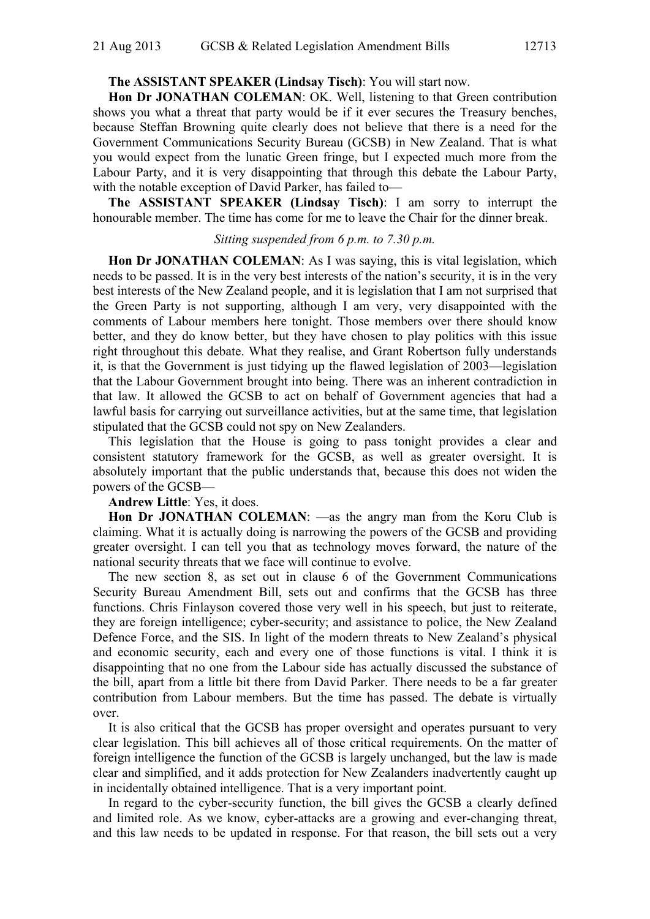**The ASSISTANT SPEAKER (Lindsay Tisch)**: You will start now.

**Hon Dr JONATHAN COLEMAN**: OK. Well, listening to that Green contribution shows you what a threat that party would be if it ever secures the Treasury benches, because Steffan Browning quite clearly does not believe that there is a need for the Government Communications Security Bureau (GCSB) in New Zealand. That is what you would expect from the lunatic Green fringe, but I expected much more from the Labour Party, and it is very disappointing that through this debate the Labour Party, with the notable exception of David Parker, has failed to—

**The ASSISTANT SPEAKER (Lindsay Tisch)**: I am sorry to interrupt the honourable member. The time has come for me to leave the Chair for the dinner break.

*Sitting suspended from 6 p.m. to 7.30 p.m.*

**Hon Dr JONATHAN COLEMAN**: As I was saying, this is vital legislation, which needs to be passed. It is in the very best interests of the nation's security, it is in the very best interests of the New Zealand people, and it is legislation that I am not surprised that the Green Party is not supporting, although I am very, very disappointed with the comments of Labour members here tonight. Those members over there should know better, and they do know better, but they have chosen to play politics with this issue right throughout this debate. What they realise, and Grant Robertson fully understands it, is that the Government is just tidying up the flawed legislation of 2003—legislation that the Labour Government brought into being. There was an inherent contradiction in that law. It allowed the GCSB to act on behalf of Government agencies that had a lawful basis for carrying out surveillance activities, but at the same time, that legislation stipulated that the GCSB could not spy on New Zealanders.

This legislation that the House is going to pass tonight provides a clear and consistent statutory framework for the GCSB, as well as greater oversight. It is absolutely important that the public understands that, because this does not widen the powers of the GCSB—

**Andrew Little**: Yes, it does.

**Hon Dr JONATHAN COLEMAN**: —as the angry man from the Koru Club is claiming. What it is actually doing is narrowing the powers of the GCSB and providing greater oversight. I can tell you that as technology moves forward, the nature of the national security threats that we face will continue to evolve.

The new section 8, as set out in clause 6 of the Government Communications Security Bureau Amendment Bill, sets out and confirms that the GCSB has three functions. Chris Finlayson covered those very well in his speech, but just to reiterate, they are foreign intelligence; cyber-security; and assistance to police, the New Zealand Defence Force, and the SIS. In light of the modern threats to New Zealand's physical and economic security, each and every one of those functions is vital. I think it is disappointing that no one from the Labour side has actually discussed the substance of the bill, apart from a little bit there from David Parker. There needs to be a far greater contribution from Labour members. But the time has passed. The debate is virtually over.

It is also critical that the GCSB has proper oversight and operates pursuant to very clear legislation. This bill achieves all of those critical requirements. On the matter of foreign intelligence the function of the GCSB is largely unchanged, but the law is made clear and simplified, and it adds protection for New Zealanders inadvertently caught up in incidentally obtained intelligence. That is a very important point.

In regard to the cyber-security function, the bill gives the GCSB a clearly defined and limited role. As we know, cyber-attacks are a growing and ever-changing threat, and this law needs to be updated in response. For that reason, the bill sets out a very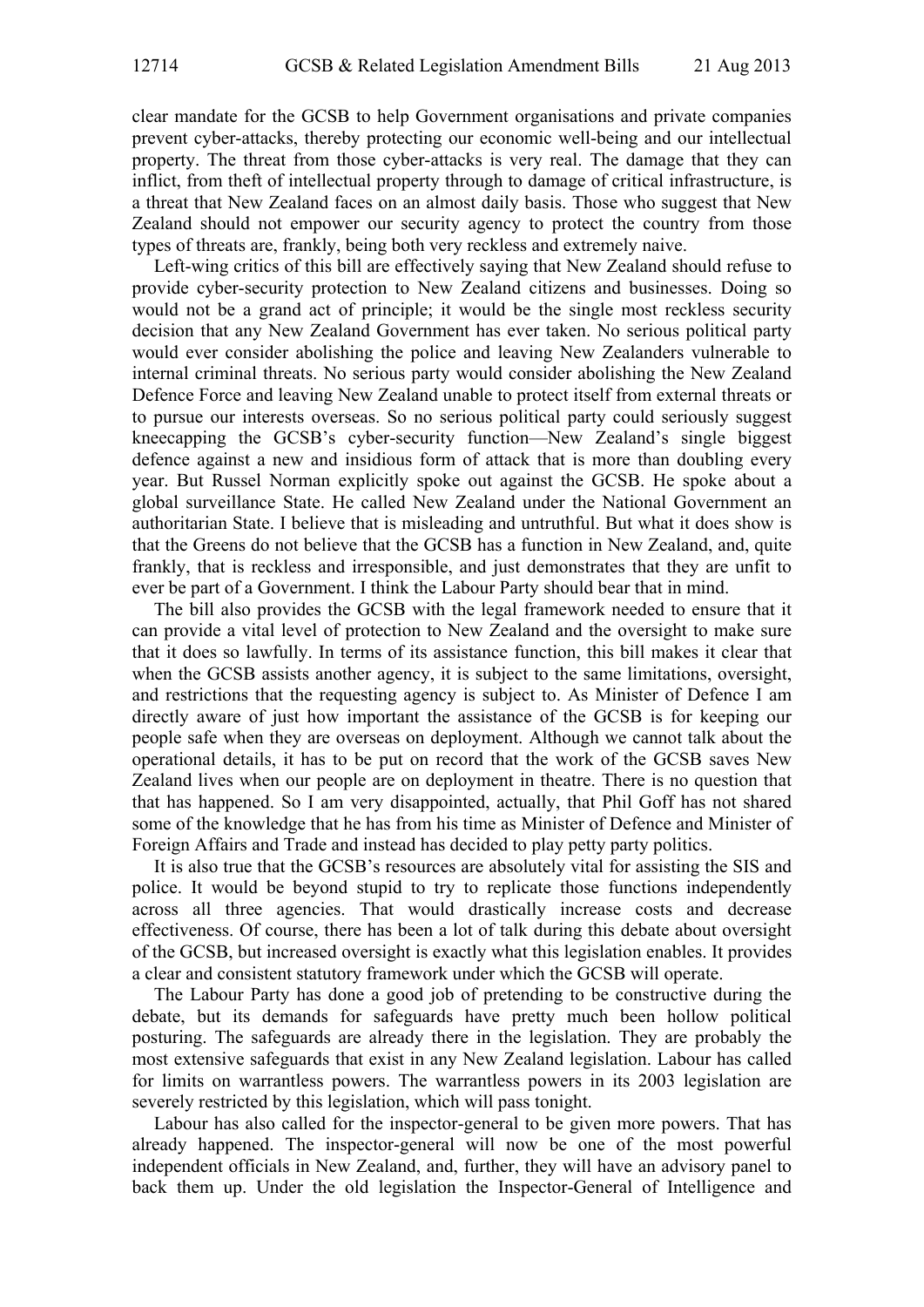clear mandate for the GCSB to help Government organisations and private companies prevent cyber-attacks, thereby protecting our economic well-being and our intellectual property. The threat from those cyber-attacks is very real. The damage that they can inflict, from theft of intellectual property through to damage of critical infrastructure, is a threat that New Zealand faces on an almost daily basis. Those who suggest that New Zealand should not empower our security agency to protect the country from those types of threats are, frankly, being both very reckless and extremely naive.

Left-wing critics of this bill are effectively saying that New Zealand should refuse to provide cyber-security protection to New Zealand citizens and businesses. Doing so would not be a grand act of principle; it would be the single most reckless security decision that any New Zealand Government has ever taken. No serious political party would ever consider abolishing the police and leaving New Zealanders vulnerable to internal criminal threats. No serious party would consider abolishing the New Zealand Defence Force and leaving New Zealand unable to protect itself from external threats or to pursue our interests overseas. So no serious political party could seriously suggest kneecapping the GCSB's cyber-security function—New Zealand's single biggest defence against a new and insidious form of attack that is more than doubling every year. But Russel Norman explicitly spoke out against the GCSB. He spoke about a global surveillance State. He called New Zealand under the National Government an authoritarian State. I believe that is misleading and untruthful. But what it does show is that the Greens do not believe that the GCSB has a function in New Zealand, and, quite frankly, that is reckless and irresponsible, and just demonstrates that they are unfit to ever be part of a Government. I think the Labour Party should bear that in mind.

The bill also provides the GCSB with the legal framework needed to ensure that it can provide a vital level of protection to New Zealand and the oversight to make sure that it does so lawfully. In terms of its assistance function, this bill makes it clear that when the GCSB assists another agency, it is subject to the same limitations, oversight, and restrictions that the requesting agency is subject to. As Minister of Defence I am directly aware of just how important the assistance of the GCSB is for keeping our people safe when they are overseas on deployment. Although we cannot talk about the operational details, it has to be put on record that the work of the GCSB saves New Zealand lives when our people are on deployment in theatre. There is no question that that has happened. So I am very disappointed, actually, that Phil Goff has not shared some of the knowledge that he has from his time as Minister of Defence and Minister of Foreign Affairs and Trade and instead has decided to play petty party politics.

It is also true that the GCSB's resources are absolutely vital for assisting the SIS and police. It would be beyond stupid to try to replicate those functions independently across all three agencies. That would drastically increase costs and decrease effectiveness. Of course, there has been a lot of talk during this debate about oversight of the GCSB, but increased oversight is exactly what this legislation enables. It provides a clear and consistent statutory framework under which the GCSB will operate.

The Labour Party has done a good job of pretending to be constructive during the debate, but its demands for safeguards have pretty much been hollow political posturing. The safeguards are already there in the legislation. They are probably the most extensive safeguards that exist in any New Zealand legislation. Labour has called for limits on warrantless powers. The warrantless powers in its 2003 legislation are severely restricted by this legislation, which will pass tonight.

Labour has also called for the inspector-general to be given more powers. That has already happened. The inspector-general will now be one of the most powerful independent officials in New Zealand, and, further, they will have an advisory panel to back them up. Under the old legislation the Inspector-General of Intelligence and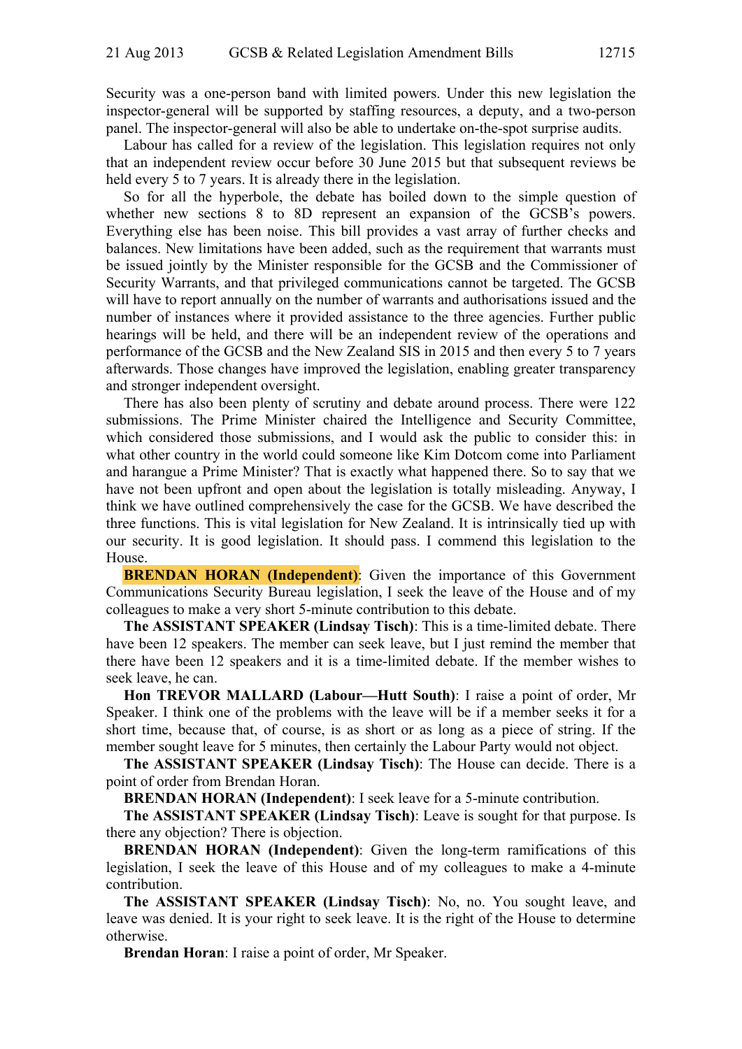Security was a one-person band with limited powers. Under this new legislation the inspector-general will be supported by staffing resources, a deputy, and a two-person panel. The inspector-general will also be able to undertake on-the-spot surprise audits.

Labour has called for a review of the legislation. This legislation requires not only that an independent review occur before 30 June 2015 but that subsequent reviews be held every 5 to 7 years. It is already there in the legislation.

So for all the hyperbole, the debate has boiled down to the simple question of whether new sections 8 to 8D represent an expansion of the GCSB's powers. Everything else has been noise. This bill provides a vast array of further checks and balances. New limitations have been added, such as the requirement that warrants must be issued jointly by the Minister responsible for the GCSB and the Commissioner of Security Warrants, and that privileged communications cannot be targeted. The GCSB will have to report annually on the number of warrants and authorisations issued and the number of instances where it provided assistance to the three agencies. Further public hearings will be held, and there will be an independent review of the operations and performance of the GCSB and the New Zealand SIS in 2015 and then every 5 to 7 years afterwards. Those changes have improved the legislation, enabling greater transparency and stronger independent oversight.

There has also been plenty of scrutiny and debate around process. There were 122 submissions. The Prime Minister chaired the Intelligence and Security Committee, which considered those submissions, and I would ask the public to consider this: in what other country in the world could someone like Kim Dotcom come into Parliament and harangue a Prime Minister? That is exactly what happened there. So to say that we have not been upfront and open about the legislation is totally misleading. Anyway, I think we have outlined comprehensively the case for the GCSB. We have described the three functions. This is vital legislation for New Zealand. It is intrinsically tied up with our security. It is good legislation. It should pass. I commend this legislation to the House.

**BRENDAN HORAN (Independent)**: Given the importance of this Government Communications Security Bureau legislation, I seek the leave of the House and of my colleagues to make a very short 5-minute contribution to this debate.

**The ASSISTANT SPEAKER (Lindsay Tisch)**: This is a time-limited debate. There have been 12 speakers. The member can seek leave, but I just remind the member that there have been 12 speakers and it is a time-limited debate. If the member wishes to seek leave, he can.

**Hon TREVOR MALLARD (Labour—Hutt South)**: I raise a point of order, Mr Speaker. I think one of the problems with the leave will be if a member seeks it for a short time, because that, of course, is as short or as long as a piece of string. If the member sought leave for 5 minutes, then certainly the Labour Party would not object.

**The ASSISTANT SPEAKER (Lindsay Tisch)**: The House can decide. There is a point of order from Brendan Horan.

**BRENDAN HORAN (Independent)**: I seek leave for a 5-minute contribution.

**The ASSISTANT SPEAKER (Lindsay Tisch)**: Leave is sought for that purpose. Is there any objection? There is objection.

**BRENDAN HORAN (Independent)**: Given the long-term ramifications of this legislation, I seek the leave of this House and of my colleagues to make a 4-minute contribution.

**The ASSISTANT SPEAKER (Lindsay Tisch)**: No, no. You sought leave, and leave was denied. It is your right to seek leave. It is the right of the House to determine otherwise.

**Brendan Horan**: I raise a point of order, Mr Speaker.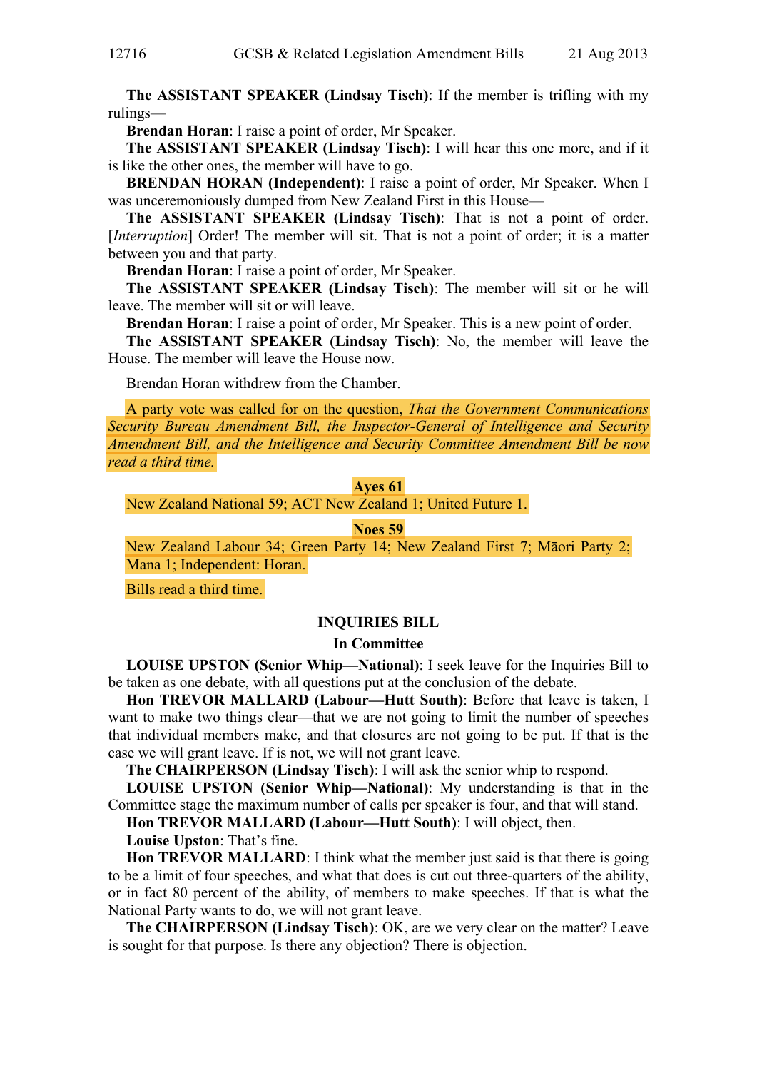**The ASSISTANT SPEAKER (Lindsay Tisch)**: If the member is trifling with my rulings—

**Brendan Horan**: I raise a point of order, Mr Speaker.

**The ASSISTANT SPEAKER (Lindsay Tisch)**: I will hear this one more, and if it is like the other ones, the member will have to go.

**BRENDAN HORAN (Independent)**: I raise a point of order, Mr Speaker. When I was unceremoniously dumped from New Zealand First in this House—

**The ASSISTANT SPEAKER (Lindsay Tisch)**: That is not a point of order. [*Interruption*] Order! The member will sit. That is not a point of order; it is a matter between you and that party.

**Brendan Horan**: I raise a point of order, Mr Speaker.

**The ASSISTANT SPEAKER (Lindsay Tisch)**: The member will sit or he will leave. The member will sit or will leave.

**Brendan Horan**: I raise a point of order, Mr Speaker. This is a new point of order.

**The ASSISTANT SPEAKER (Lindsay Tisch)**: No, the member will leave the House. The member will leave the House now.

Brendan Horan withdrew from the Chamber.

A party vote was called for on the question, *That the Government Communications Security Bureau Amendment Bill, the Inspector-General of Intelligence and Security Amendment Bill, and the Intelligence and Security Committee Amendment Bill be now read a third time.*

**Ayes 61**

New Zealand National 59; ACT New Zealand 1; United Future 1.

**Noes 59**

New Zealand Labour 34; Green Party 14; New Zealand First 7; Māori Party 2; Mana 1; Independent: Horan.

Bills read a third time.

## INQUIRIES BILL

### In Committee

**LOUISE UPSTON (Senior Whip—National)**: I seek leave for the Inquiries Bill to be taken as one debate, with all questions put at the conclusion of the debate.

**Hon TREVOR MALLARD (Labour—Hutt South)**: Before that leave is taken, I want to make two things clear—that we are not going to limit the number of speeches that individual members make, and that closures are not going to be put. If that is the case we will grant leave. If is not, we will not grant leave.

**The CHAIRPERSON (Lindsay Tisch)**: I will ask the senior whip to respond.

**LOUISE UPSTON (Senior Whip—National)**: My understanding is that in the Committee stage the maximum number of calls per speaker is four, and that will stand.

**Hon TREVOR MALLARD (Labour—Hutt South)**: I will object, then.

**Louise Upston**: That's fine.

**Hon TREVOR MALLARD**: I think what the member just said is that there is going to be a limit of four speeches, and what that does is cut out three-quarters of the ability, or in fact 80 percent of the ability, of members to make speeches. If that is what the National Party wants to do, we will not grant leave.

**The CHAIRPERSON (Lindsay Tisch)**: OK, are we very clear on the matter? Leave is sought for that purpose. Is there any objection? There is objection.